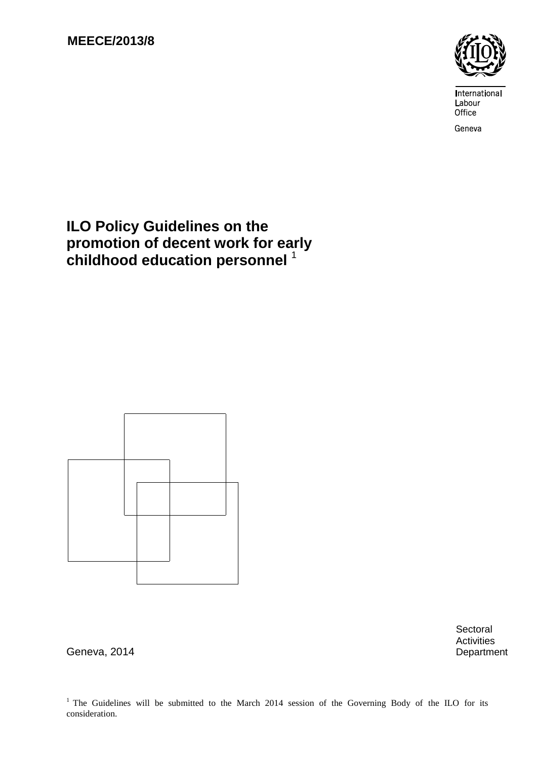**MEECE/2013/8**

International Labour Office

Geneva

# ILO Policy Guidelines on the promotion of decent work for early childhood education personnel [1]

Geneva, 2014

Sectoral Activities Department

[1] The Guidelines will be submitted to the March 2014 session of the Governing Body of the ILO for its consideration.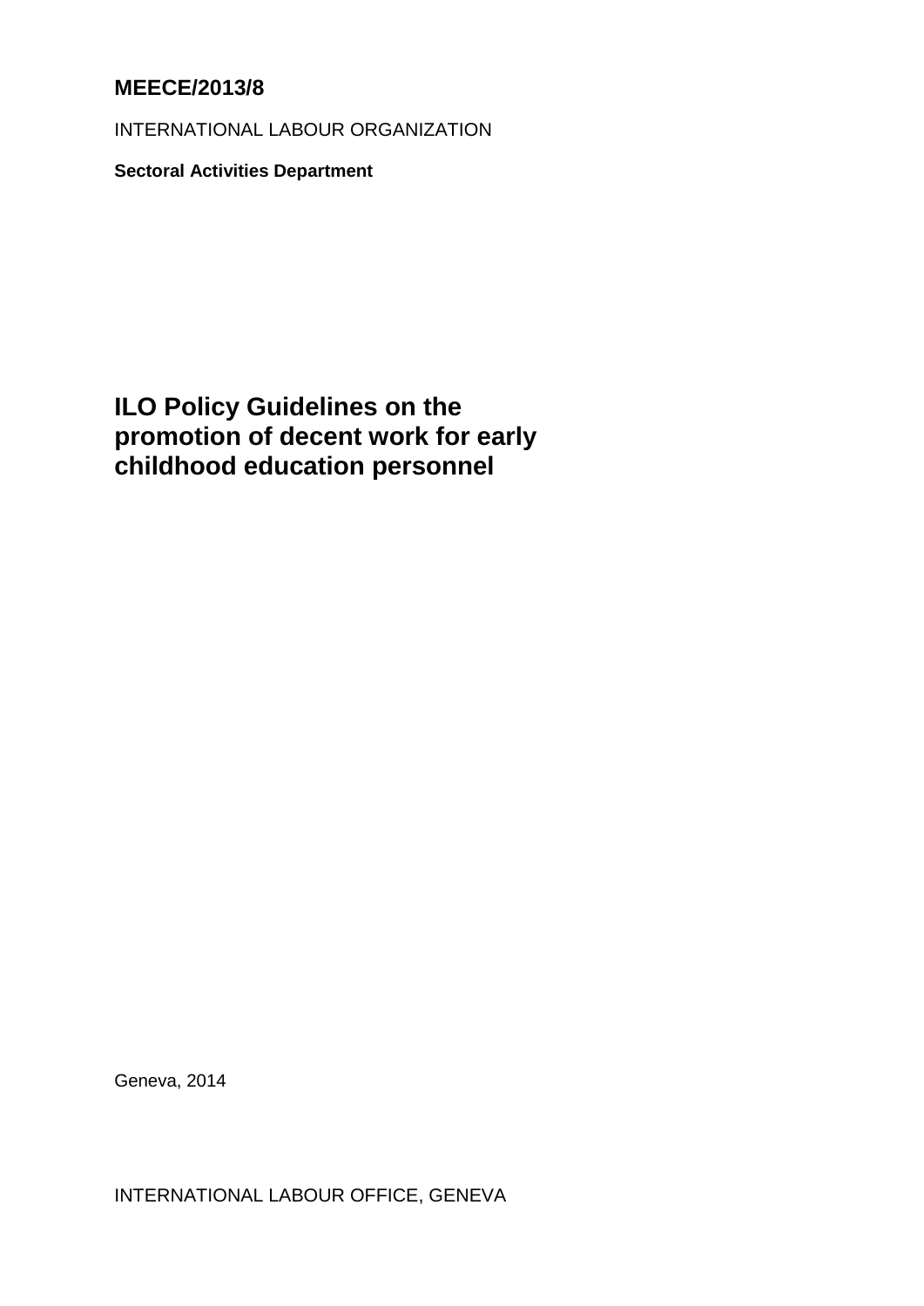**MEECE/2013/8**

INTERNATIONAL LABOUR ORGANIZATION

**Sectoral Activities Department**

# ILO Policy Guidelines on the promotion of decent work for early childhood education personnel

Geneva, 2014

INTERNATIONAL LABOUR OFFICE, GENEVA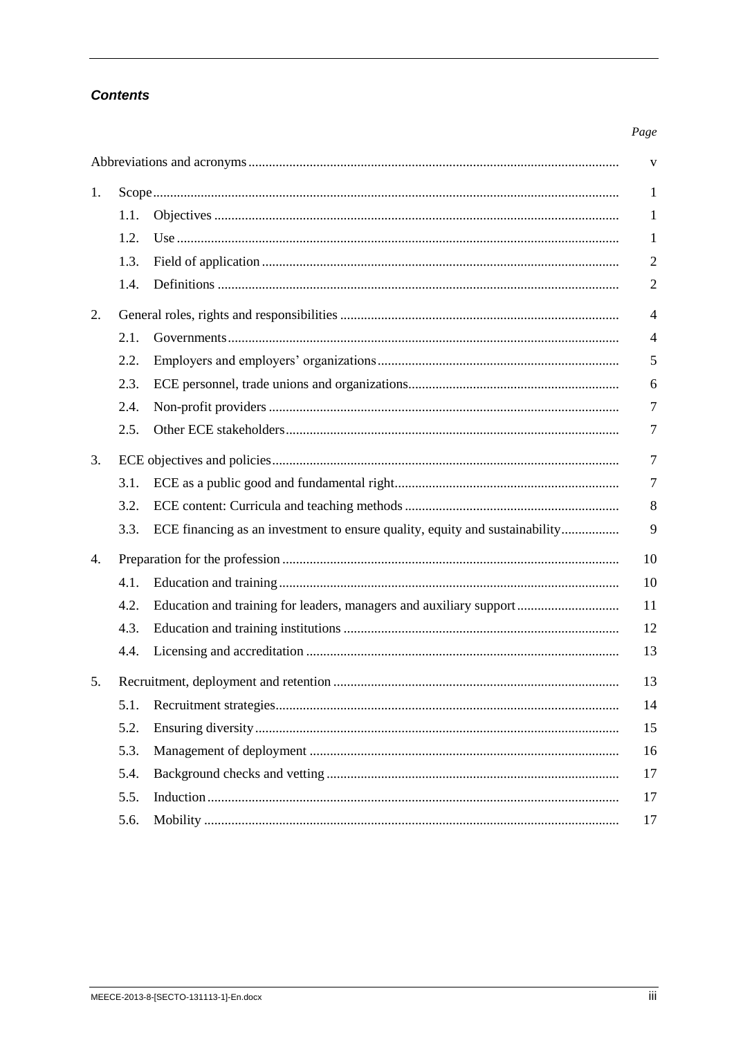## *Contents*

| | | Page |
|---|---|---|
| Abbreviations and acronyms | | v |
| 1. | Scope | 1 |
| | 1.1. Objectives | 1 |
| | 1.2. Use | 1 |
| | 1.3. Field of application | 2 |
| | 1.4. Definitions | 2 |
| 2. | General roles, rights and responsibilities | 4 |
| | 2.1. Governments | 4 |
| | 2.2. Employers and employers' organizations | 5 |
| | 2.3. ECE personnel, trade unions and organizations | 6 |
| | 2.4. Non-profit providers | 7 |
| | 2.5. Other ECE stakeholders | 7 |
| 3. | ECE objectives and policies | 7 |
| | 3.1. ECE as a public good and fundamental right | 7 |
| | 3.2. ECE content: Curricula and teaching methods | 8 |
| | 3.3. ECE financing as an investment to ensure quality, equity and sustainability | 9 |
| 4. | Preparation for the profession | 10 |
| | 4.1. Education and training | 10 |
| | 4.2. Education and training for leaders, managers and auxiliary support | 11 |
| | 4.3. Education and training institutions | 12 |
| | 4.4. Licensing and accreditation | 13 |
| 5. | Recruitment, deployment and retention | 13 |
| | 5.1. Recruitment strategies | 14 |
| | 5.2. Ensuring diversity | 15 |
| | 5.3. Management of deployment | 16 |
| | 5.4. Background checks and vetting | 17 |
| | 5.5. Induction | 17 |
| | 5.6. Mobility | 17 |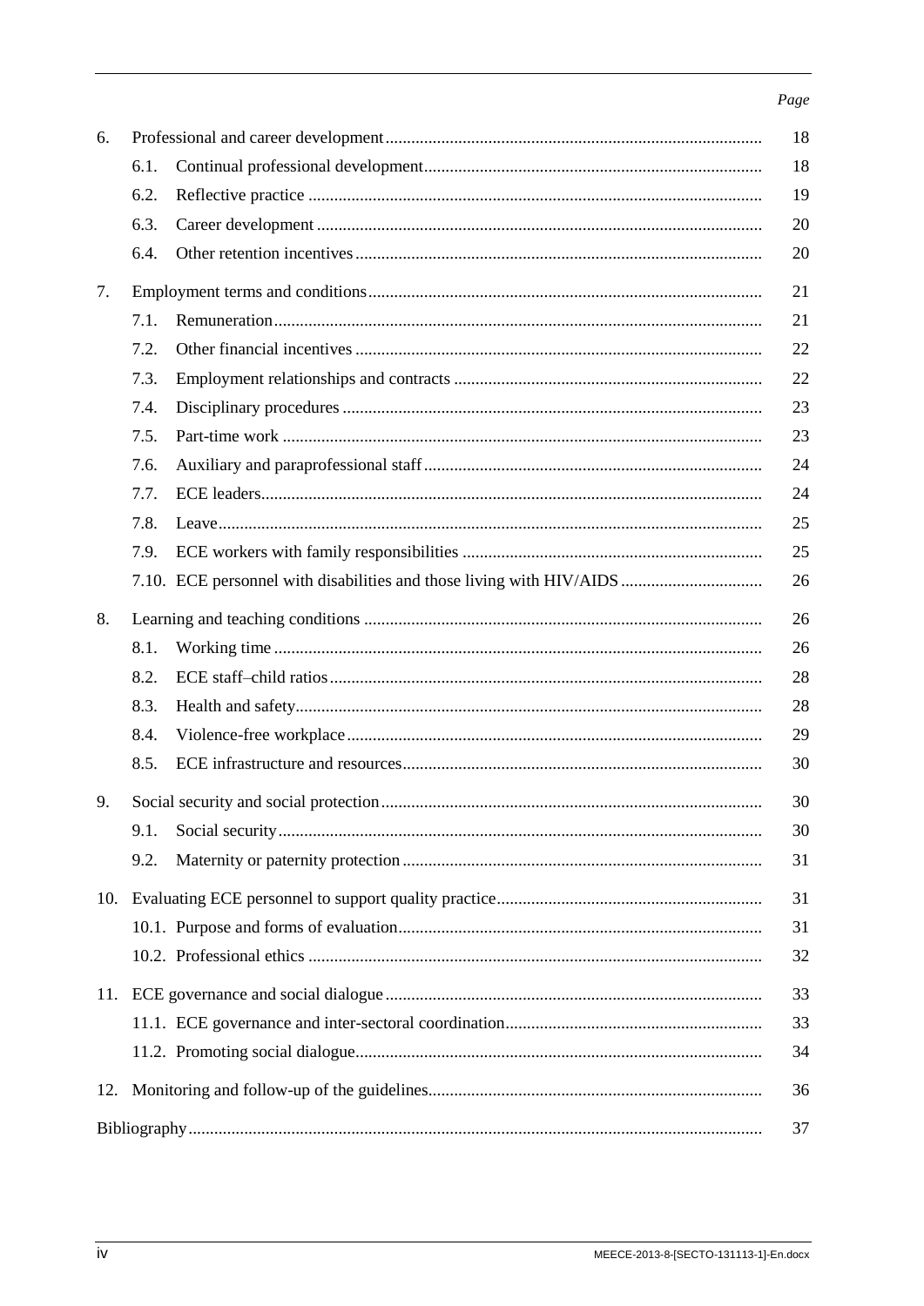| | | Page |
|---|---|---|
| 6. | Professional and career development | 18 |
| | 6.1. Continual professional development | 18 |
| | 6.2. Reflective practice | 19 |
| | 6.3. Career development | 20 |
| | 6.4. Other retention incentives | 20 |
| 7. | Employment terms and conditions | 21 |
| | 7.1. Remuneration | 21 |
| | 7.2. Other financial incentives | 22 |
| | 7.3. Employment relationships and contracts | 22 |
| | 7.4. Disciplinary procedures | 23 |
| | 7.5. Part-time work | 23 |
| | 7.6. Auxiliary and paraprofessional staff | 24 |
| | 7.7. ECE leaders | 24 |
| | 7.8. Leave | 25 |
| | 7.9. ECE workers with family responsibilities | 25 |
| | 7.10. ECE personnel with disabilities and those living with HIV/AIDS | 26 |
| 8. | Learning and teaching conditions | 26 |
| | 8.1. Working time | 26 |
| | 8.2. ECE staff–child ratios | 28 |
| | 8.3. Health and safety | 28 |
| | 8.4. Violence-free workplace | 29 |
| | 8.5. ECE infrastructure and resources | 30 |
| 9. | Social security and social protection | 30 |
| | 9.1. Social security | 30 |
| | 9.2. Maternity or paternity protection | 31 |
| 10. | Evaluating ECE personnel to support quality practice | 31 |
| | 10.1. Purpose and forms of evaluation | 31 |
| | 10.2. Professional ethics | 32 |
| 11. | ECE governance and social dialogue | 33 |
| | 11.1. ECE governance and inter-sectoral coordination | 33 |
| | 11.2. Promoting social dialogue | 34 |
| 12. | Monitoring and follow-up of the guidelines | 36 |
| Bibliography | | 37 |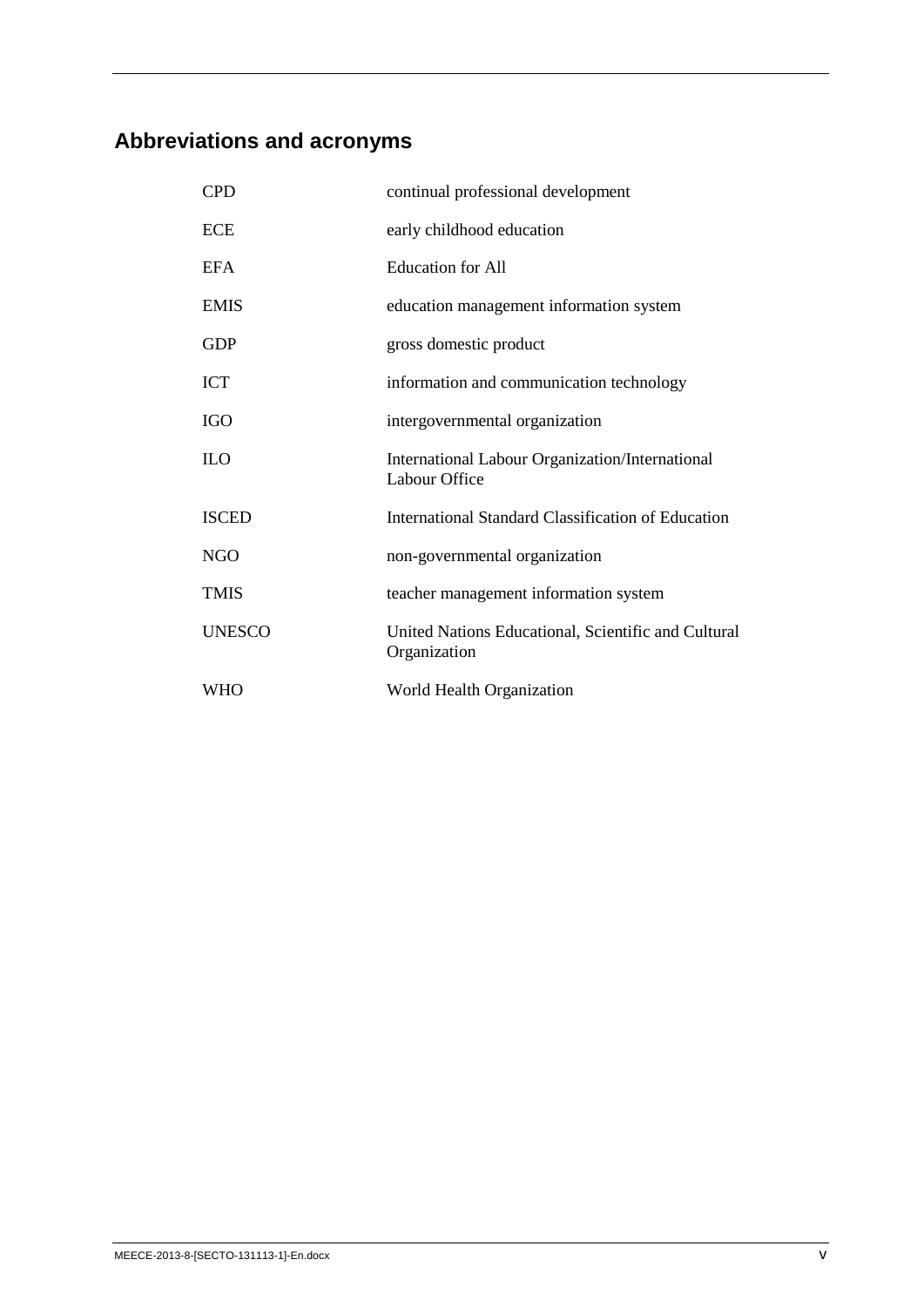## Abbreviations and acronyms

| | |
|---|---|
| CPD | continual professional development |
| ECE | early childhood education |
| EFA | Education for All |
| EMIS | education management information system |
| GDP | gross domestic product |
| ICT | information and communication technology |
| IGO | intergovernmental organization |
| ILO | International Labour Organization/International Labour Office |
| ISCED | International Standard Classification of Education |
| NGO | non-governmental organization |
| TMIS | teacher management information system |
| UNESCO | United Nations Educational, Scientific and Cultural Organization |
| WHO | World Health Organization |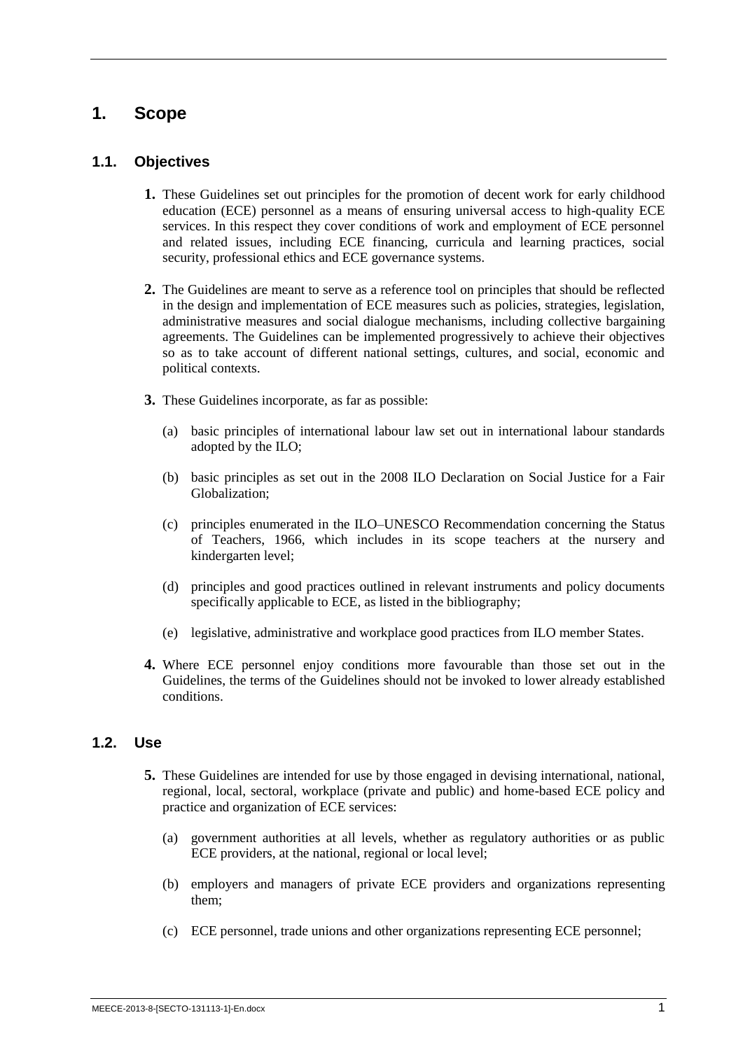# 1. Scope

## 1.1. Objectives

**1.** These Guidelines set out principles for the promotion of decent work for early childhood education (ECE) personnel as a means of ensuring universal access to high-quality ECE services. In this respect they cover conditions of work and employment of ECE personnel and related issues, including ECE financing, curricula and learning practices, social security, professional ethics and ECE governance systems.

**2.** The Guidelines are meant to serve as a reference tool on principles that should be reflected in the design and implementation of ECE measures such as policies, strategies, legislation, administrative measures and social dialogue mechanisms, including collective bargaining agreements. The Guidelines can be implemented progressively to achieve their objectives so as to take account of different national settings, cultures, and social, economic and political contexts.

**3.** These Guidelines incorporate, as far as possible:

(a) basic principles of international labour law set out in international labour standards adopted by the ILO;

(b) basic principles as set out in the 2008 ILO Declaration on Social Justice for a Fair Globalization;

(c) principles enumerated in the ILO–UNESCO Recommendation concerning the Status of Teachers, 1966, which includes in its scope teachers at the nursery and kindergarten level;

(d) principles and good practices outlined in relevant instruments and policy documents specifically applicable to ECE, as listed in the bibliography;

(e) legislative, administrative and workplace good practices from ILO member States.

**4.** Where ECE personnel enjoy conditions more favourable than those set out in the Guidelines, the terms of the Guidelines should not be invoked to lower already established conditions.

## 1.2. Use

**5.** These Guidelines are intended for use by those engaged in devising international, national, regional, local, sectoral, workplace (private and public) and home-based ECE policy and practice and organization of ECE services:

(a) government authorities at all levels, whether as regulatory authorities or as public ECE providers, at the national, regional or local level;

(b) employers and managers of private ECE providers and organizations representing them;

(c) ECE personnel, trade unions and other organizations representing ECE personnel;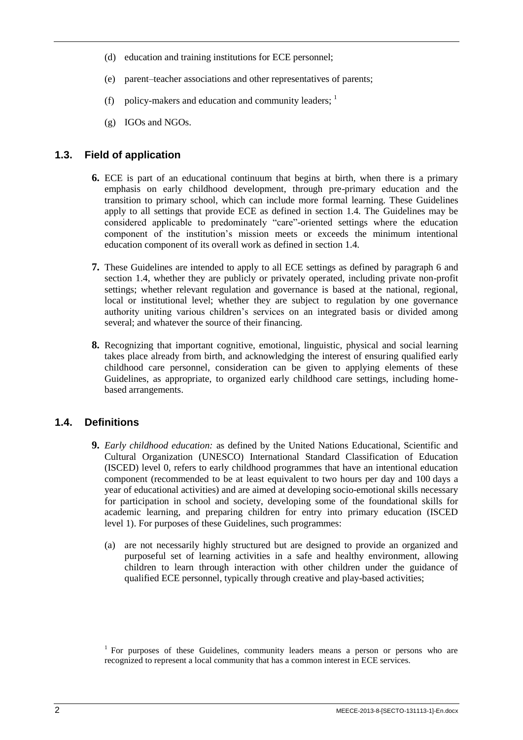(d) education and training institutions for ECE personnel;

(e) parent–teacher associations and other representatives of parents;

(f) policy-makers and education and community leaders; [1]

(g) IGOs and NGOs.

## 1.3. Field of application

**6.** ECE is part of an educational continuum that begins at birth, when there is a primary emphasis on early childhood development, through pre-primary education and the transition to primary school, which can include more formal learning. These Guidelines apply to all settings that provide ECE as defined in section 1.4. The Guidelines may be considered applicable to predominately "care"-oriented settings where the education component of the institution's mission meets or exceeds the minimum intentional education component of its overall work as defined in section 1.4.

**7.** These Guidelines are intended to apply to all ECE settings as defined by paragraph 6 and section 1.4, whether they are publicly or privately operated, including private non-profit settings; whether relevant regulation and governance is based at the national, regional, local or institutional level; whether they are subject to regulation by one governance authority uniting various children's services on an integrated basis or divided among several; and whatever the source of their financing.

**8.** Recognizing that important cognitive, emotional, linguistic, physical and social learning takes place already from birth, and acknowledging the interest of ensuring qualified early childhood care personnel, consideration can be given to applying elements of these Guidelines, as appropriate, to organized early childhood care settings, including home-based arrangements.

## 1.4. Definitions

**9.** *Early childhood education:* as defined by the United Nations Educational, Scientific and Cultural Organization (UNESCO) International Standard Classification of Education (ISCED) level 0, refers to early childhood programmes that have an intentional education component (recommended to be at least equivalent to two hours per day and 100 days a year of educational activities) and are aimed at developing socio-emotional skills necessary for participation in school and society, developing some of the foundational skills for academic learning, and preparing children for entry into primary education (ISCED level 1). For purposes of these Guidelines, such programmes:

(a) are not necessarily highly structured but are designed to provide an organized and purposeful set of learning activities in a safe and healthy environment, allowing children to learn through interaction with other children under the guidance of qualified ECE personnel, typically through creative and play-based activities;

[1] For purposes of these Guidelines, community leaders means a person or persons who are recognized to represent a local community that has a common interest in ECE services.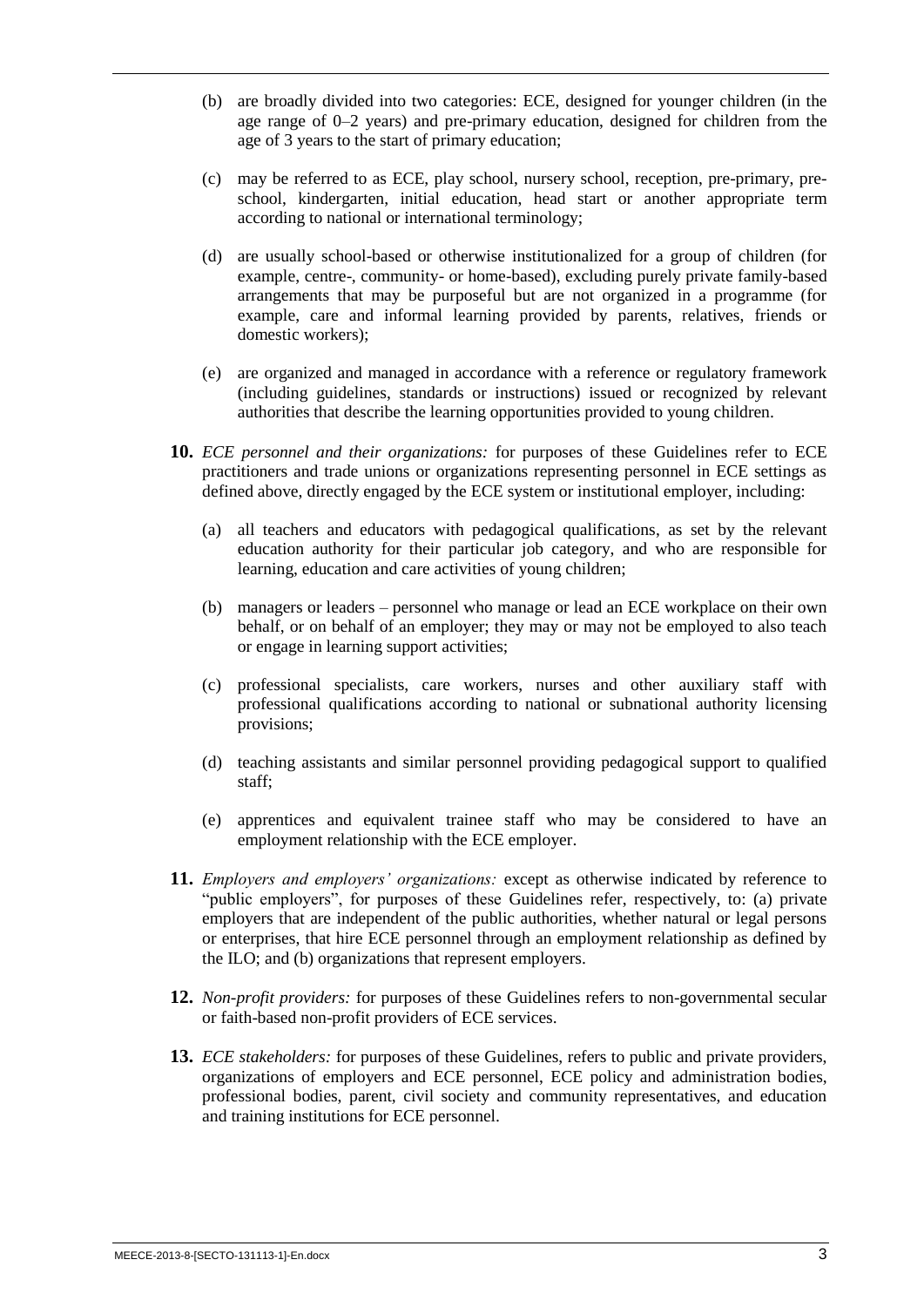(b) are broadly divided into two categories: ECE, designed for younger children (in the age range of 0–2 years) and pre-primary education, designed for children from the age of 3 years to the start of primary education;

(c) may be referred to as ECE, play school, nursery school, reception, pre-primary, pre-school, kindergarten, initial education, head start or another appropriate term according to national or international terminology;

(d) are usually school-based or otherwise institutionalized for a group of children (for example, centre-, community- or home-based), excluding purely private family-based arrangements that may be purposeful but are not organized in a programme (for example, care and informal learning provided by parents, relatives, friends or domestic workers);

(e) are organized and managed in accordance with a reference or regulatory framework (including guidelines, standards or instructions) issued or recognized by relevant authorities that describe the learning opportunities provided to young children.

**10.** *ECE personnel and their organizations:* for purposes of these Guidelines refer to ECE practitioners and trade unions or organizations representing personnel in ECE settings as defined above, directly engaged by the ECE system or institutional employer, including:

(a) all teachers and educators with pedagogical qualifications, as set by the relevant education authority for their particular job category, and who are responsible for learning, education and care activities of young children;

(b) managers or leaders – personnel who manage or lead an ECE workplace on their own behalf, or on behalf of an employer; they may or may not be employed to also teach or engage in learning support activities;

(c) professional specialists, care workers, nurses and other auxiliary staff with professional qualifications according to national or subnational authority licensing provisions;

(d) teaching assistants and similar personnel providing pedagogical support to qualified staff;

(e) apprentices and equivalent trainee staff who may be considered to have an employment relationship with the ECE employer.

**11.** *Employers and employers' organizations:* except as otherwise indicated by reference to "public employers", for purposes of these Guidelines refer, respectively, to: (a) private employers that are independent of the public authorities, whether natural or legal persons or enterprises, that hire ECE personnel through an employment relationship as defined by the ILO; and (b) organizations that represent employers.

**12.** *Non-profit providers:* for purposes of these Guidelines refers to non-governmental secular or faith-based non-profit providers of ECE services.

**13.** *ECE stakeholders:* for purposes of these Guidelines, refers to public and private providers, organizations of employers and ECE personnel, ECE policy and administration bodies, professional bodies, parent, civil society and community representatives, and education and training institutions for ECE personnel.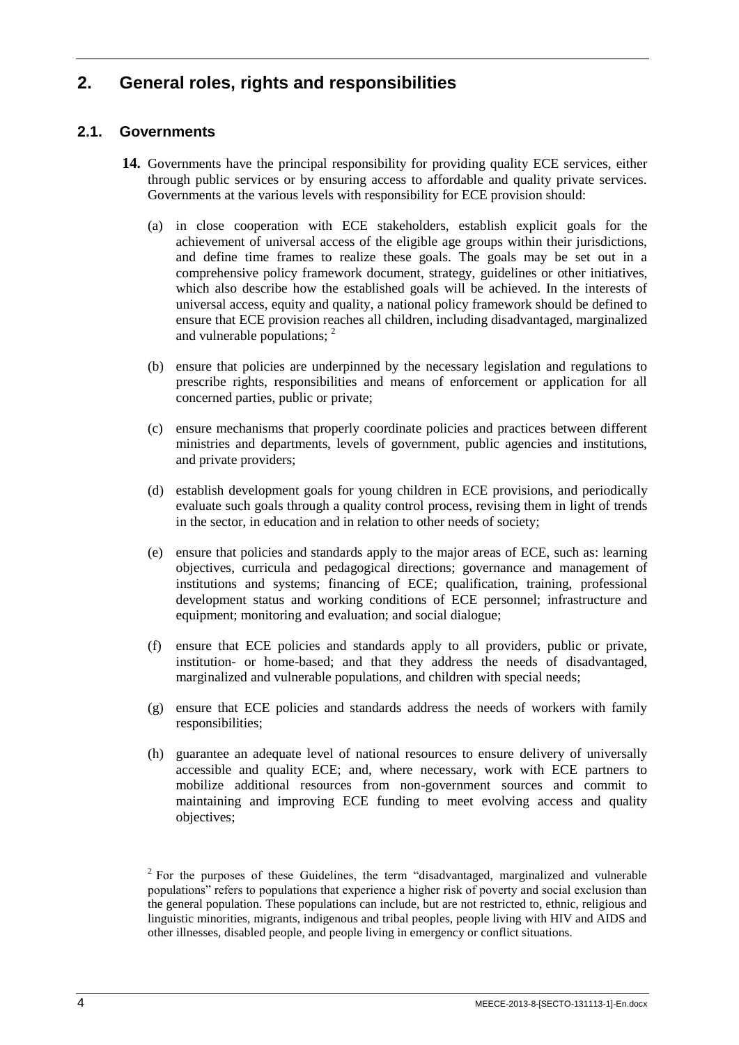# 2. General roles, rights and responsibilities

## 2.1. Governments

**14.** Governments have the principal responsibility for providing quality ECE services, either through public services or by ensuring access to affordable and quality private services. Governments at the various levels with responsibility for ECE provision should:

(a) in close cooperation with ECE stakeholders, establish explicit goals for the achievement of universal access of the eligible age groups within their jurisdictions, and define time frames to realize these goals. The goals may be set out in a comprehensive policy framework document, strategy, guidelines or other initiatives, which also describe how the established goals will be achieved. In the interests of universal access, equity and quality, a national policy framework should be defined to ensure that ECE provision reaches all children, including disadvantaged, marginalized and vulnerable populations; [2]

(b) ensure that policies are underpinned by the necessary legislation and regulations to prescribe rights, responsibilities and means of enforcement or application for all concerned parties, public or private;

(c) ensure mechanisms that properly coordinate policies and practices between different ministries and departments, levels of government, public agencies and institutions, and private providers;

(d) establish development goals for young children in ECE provisions, and periodically evaluate such goals through a quality control process, revising them in light of trends in the sector, in education and in relation to other needs of society;

(e) ensure that policies and standards apply to the major areas of ECE, such as: learning objectives, curricula and pedagogical directions; governance and management of institutions and systems; financing of ECE; qualification, training, professional development status and working conditions of ECE personnel; infrastructure and equipment; monitoring and evaluation; and social dialogue;

(f) ensure that ECE policies and standards apply to all providers, public or private, institution- or home-based; and that they address the needs of disadvantaged, marginalized and vulnerable populations, and children with special needs;

(g) ensure that ECE policies and standards address the needs of workers with family responsibilities;

(h) guarantee an adequate level of national resources to ensure delivery of universally accessible and quality ECE; and, where necessary, work with ECE partners to mobilize additional resources from non-government sources and commit to maintaining and improving ECE funding to meet evolving access and quality objectives;

[2] For the purposes of these Guidelines, the term "disadvantaged, marginalized and vulnerable populations" refers to populations that experience a higher risk of poverty and social exclusion than the general population. These populations can include, but are not restricted to, ethnic, religious and linguistic minorities, migrants, indigenous and tribal peoples, people living with HIV and AIDS and other illnesses, disabled people, and people living in emergency or conflict situations.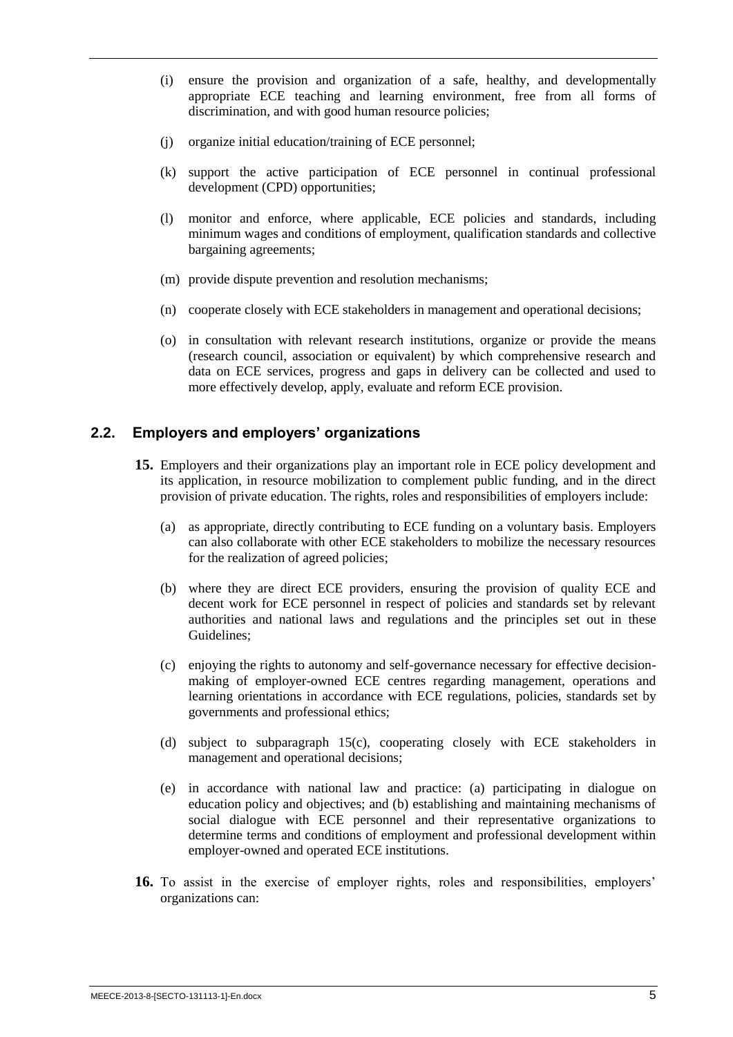(i) ensure the provision and organization of a safe, healthy, and developmentally appropriate ECE teaching and learning environment, free from all forms of discrimination, and with good human resource policies;

(j) organize initial education/training of ECE personnel;

(k) support the active participation of ECE personnel in continual professional development (CPD) opportunities;

(l) monitor and enforce, where applicable, ECE policies and standards, including minimum wages and conditions of employment, qualification standards and collective bargaining agreements;

(m) provide dispute prevention and resolution mechanisms;

(n) cooperate closely with ECE stakeholders in management and operational decisions;

(o) in consultation with relevant research institutions, organize or provide the means (research council, association or equivalent) by which comprehensive research and data on ECE services, progress and gaps in delivery can be collected and used to more effectively develop, apply, evaluate and reform ECE provision.

## 2.2. Employers and employers' organizations

**15.** Employers and their organizations play an important role in ECE policy development and its application, in resource mobilization to complement public funding, and in the direct provision of private education. The rights, roles and responsibilities of employers include:

(a) as appropriate, directly contributing to ECE funding on a voluntary basis. Employers can also collaborate with other ECE stakeholders to mobilize the necessary resources for the realization of agreed policies;

(b) where they are direct ECE providers, ensuring the provision of quality ECE and decent work for ECE personnel in respect of policies and standards set by relevant authorities and national laws and regulations and the principles set out in these Guidelines;

(c) enjoying the rights to autonomy and self-governance necessary for effective decision-making of employer-owned ECE centres regarding management, operations and learning orientations in accordance with ECE regulations, policies, standards set by governments and professional ethics;

(d) subject to subparagraph 15(c), cooperating closely with ECE stakeholders in management and operational decisions;

(e) in accordance with national law and practice: (a) participating in dialogue on education policy and objectives; and (b) establishing and maintaining mechanisms of social dialogue with ECE personnel and their representative organizations to determine terms and conditions of employment and professional development within employer-owned and operated ECE institutions.

**16.** To assist in the exercise of employer rights, roles and responsibilities, employers' organizations can: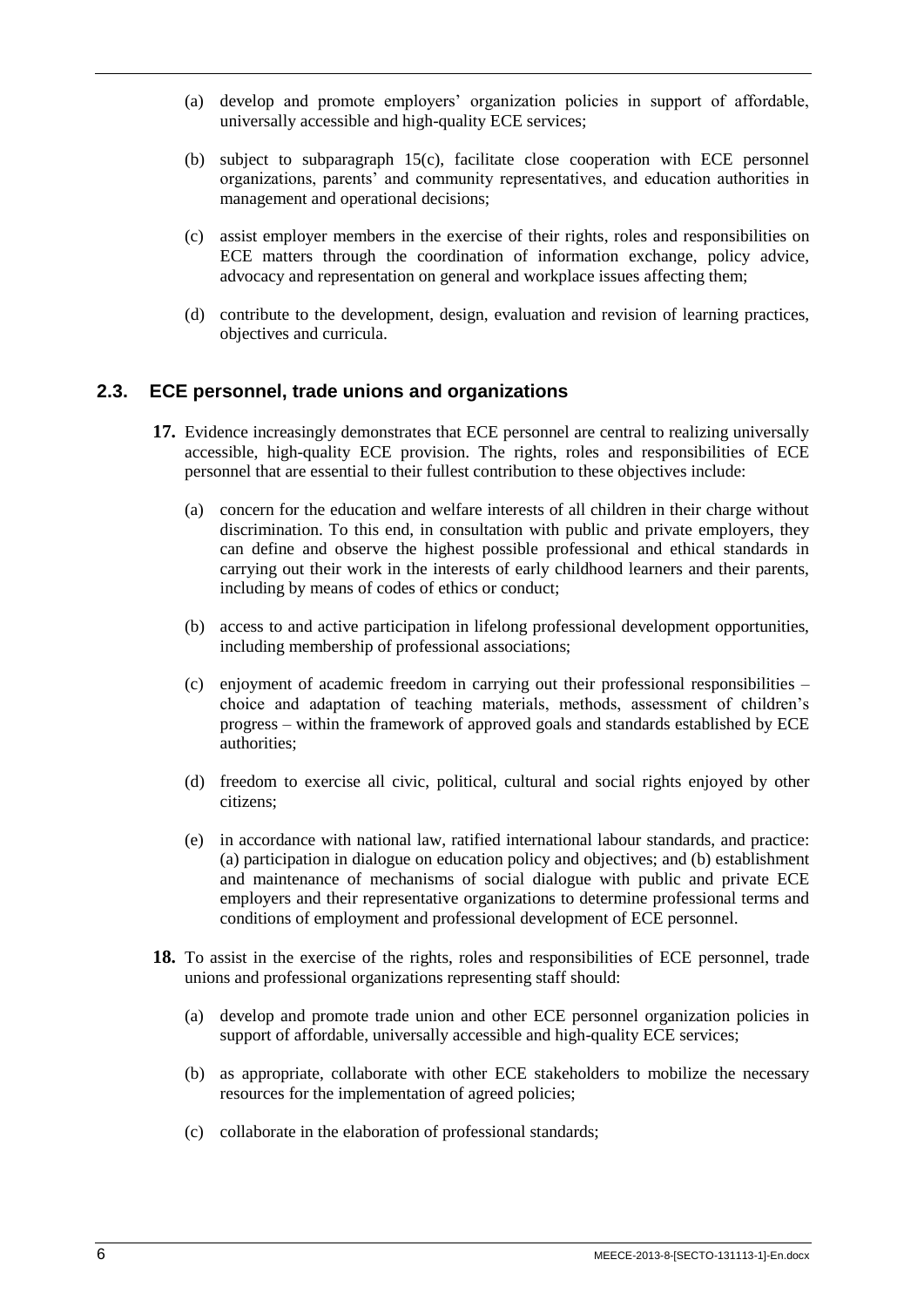(a) develop and promote employers' organization policies in support of affordable, universally accessible and high-quality ECE services;

(b) subject to subparagraph 15(c), facilitate close cooperation with ECE personnel organizations, parents' and community representatives, and education authorities in management and operational decisions;

(c) assist employer members in the exercise of their rights, roles and responsibilities on ECE matters through the coordination of information exchange, policy advice, advocacy and representation on general and workplace issues affecting them;

(d) contribute to the development, design, evaluation and revision of learning practices, objectives and curricula.

### 2.3. ECE personnel, trade unions and organizations

**17.** Evidence increasingly demonstrates that ECE personnel are central to realizing universally accessible, high-quality ECE provision. The rights, roles and responsibilities of ECE personnel that are essential to their fullest contribution to these objectives include:

(a) concern for the education and welfare interests of all children in their charge without discrimination. To this end, in consultation with public and private employers, they can define and observe the highest possible professional and ethical standards in carrying out their work in the interests of early childhood learners and their parents, including by means of codes of ethics or conduct;

(b) access to and active participation in lifelong professional development opportunities, including membership of professional associations;

(c) enjoyment of academic freedom in carrying out their professional responsibilities – choice and adaptation of teaching materials, methods, assessment of children's progress – within the framework of approved goals and standards established by ECE authorities;

(d) freedom to exercise all civic, political, cultural and social rights enjoyed by other citizens;

(e) in accordance with national law, ratified international labour standards, and practice: (a) participation in dialogue on education policy and objectives; and (b) establishment and maintenance of mechanisms of social dialogue with public and private ECE employers and their representative organizations to determine professional terms and conditions of employment and professional development of ECE personnel.

**18.** To assist in the exercise of the rights, roles and responsibilities of ECE personnel, trade unions and professional organizations representing staff should:

(a) develop and promote trade union and other ECE personnel organization policies in support of affordable, universally accessible and high-quality ECE services;

(b) as appropriate, collaborate with other ECE stakeholders to mobilize the necessary resources for the implementation of agreed policies;

(c) collaborate in the elaboration of professional standards;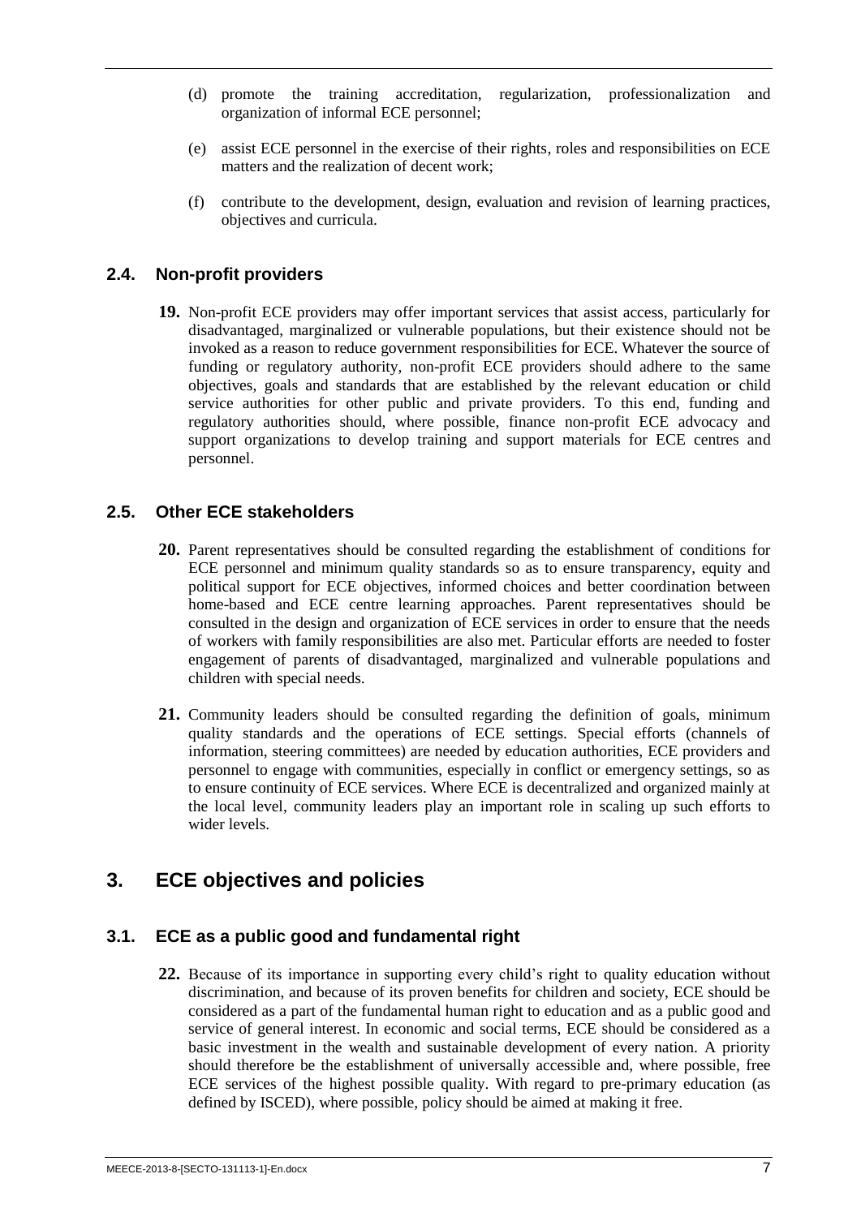(d) promote the training accreditation, regularization, professionalization and organization of informal ECE personnel;

(e) assist ECE personnel in the exercise of their rights, roles and responsibilities on ECE matters and the realization of decent work;

(f) contribute to the development, design, evaluation and revision of learning practices, objectives and curricula.

### 2.4. Non-profit providers

**19.** Non-profit ECE providers may offer important services that assist access, particularly for disadvantaged, marginalized or vulnerable populations, but their existence should not be invoked as a reason to reduce government responsibilities for ECE. Whatever the source of funding or regulatory authority, non-profit ECE providers should adhere to the same objectives, goals and standards that are established by the relevant education or child service authorities for other public and private providers. To this end, funding and regulatory authorities should, where possible, finance non-profit ECE advocacy and support organizations to develop training and support materials for ECE centres and personnel.

### 2.5. Other ECE stakeholders

**20.** Parent representatives should be consulted regarding the establishment of conditions for ECE personnel and minimum quality standards so as to ensure transparency, equity and political support for ECE objectives, informed choices and better coordination between home-based and ECE centre learning approaches. Parent representatives should be consulted in the design and organization of ECE services in order to ensure that the needs of workers with family responsibilities are also met. Particular efforts are needed to foster engagement of parents of disadvantaged, marginalized and vulnerable populations and children with special needs.

**21.** Community leaders should be consulted regarding the definition of goals, minimum quality standards and the operations of ECE settings. Special efforts (channels of information, steering committees) are needed by education authorities, ECE providers and personnel to engage with communities, especially in conflict or emergency settings, so as to ensure continuity of ECE services. Where ECE is decentralized and organized mainly at the local level, community leaders play an important role in scaling up such efforts to wider levels.

## 3. ECE objectives and policies

### 3.1. ECE as a public good and fundamental right

**22.** Because of its importance in supporting every child's right to quality education without discrimination, and because of its proven benefits for children and society, ECE should be considered as a part of the fundamental human right to education and as a public good and service of general interest. In economic and social terms, ECE should be considered as a basic investment in the wealth and sustainable development of every nation. A priority should therefore be the establishment of universally accessible and, where possible, free ECE services of the highest possible quality. With regard to pre-primary education (as defined by ISCED), where possible, policy should be aimed at making it free.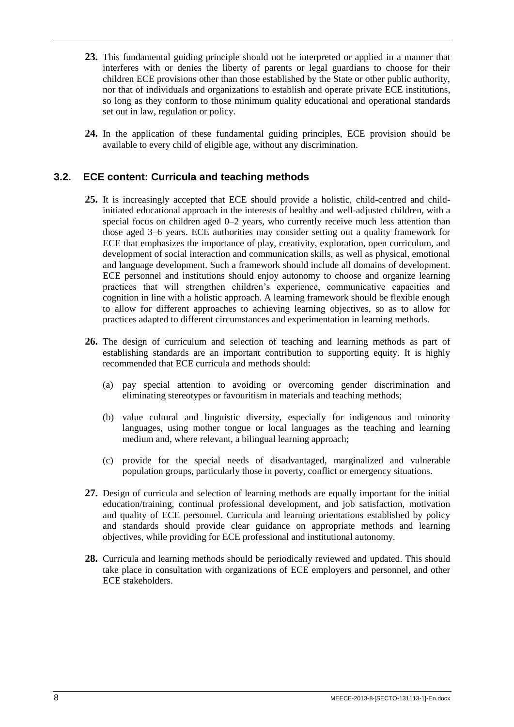**23.** This fundamental guiding principle should not be interpreted or applied in a manner that interferes with or denies the liberty of parents or legal guardians to choose for their children ECE provisions other than those established by the State or other public authority, nor that of individuals and organizations to establish and operate private ECE institutions, so long as they conform to those minimum quality educational and operational standards set out in law, regulation or policy.

**24.** In the application of these fundamental guiding principles, ECE provision should be available to every child of eligible age, without any discrimination.

### 3.2. ECE content: Curricula and teaching methods

**25.** It is increasingly accepted that ECE should provide a holistic, child-centred and child-initiated educational approach in the interests of healthy and well-adjusted children, with a special focus on children aged 0–2 years, who currently receive much less attention than those aged 3–6 years. ECE authorities may consider setting out a quality framework for ECE that emphasizes the importance of play, creativity, exploration, open curriculum, and development of social interaction and communication skills, as well as physical, emotional and language development. Such a framework should include all domains of development. ECE personnel and institutions should enjoy autonomy to choose and organize learning practices that will strengthen children's experience, communicative capacities and cognition in line with a holistic approach. A learning framework should be flexible enough to allow for different approaches to achieving learning objectives, so as to allow for practices adapted to different circumstances and experimentation in learning methods.

**26.** The design of curriculum and selection of teaching and learning methods as part of establishing standards are an important contribution to supporting equity. It is highly recommended that ECE curricula and methods should:

(a) pay special attention to avoiding or overcoming gender discrimination and eliminating stereotypes or favouritism in materials and teaching methods;

(b) value cultural and linguistic diversity, especially for indigenous and minority languages, using mother tongue or local languages as the teaching and learning medium and, where relevant, a bilingual learning approach;

(c) provide for the special needs of disadvantaged, marginalized and vulnerable population groups, particularly those in poverty, conflict or emergency situations.

**27.** Design of curricula and selection of learning methods are equally important for the initial education/training, continual professional development, and job satisfaction, motivation and quality of ECE personnel. Curricula and learning orientations established by policy and standards should provide clear guidance on appropriate methods and learning objectives, while providing for ECE professional and institutional autonomy.

**28.** Curricula and learning methods should be periodically reviewed and updated. This should take place in consultation with organizations of ECE employers and personnel, and other ECE stakeholders.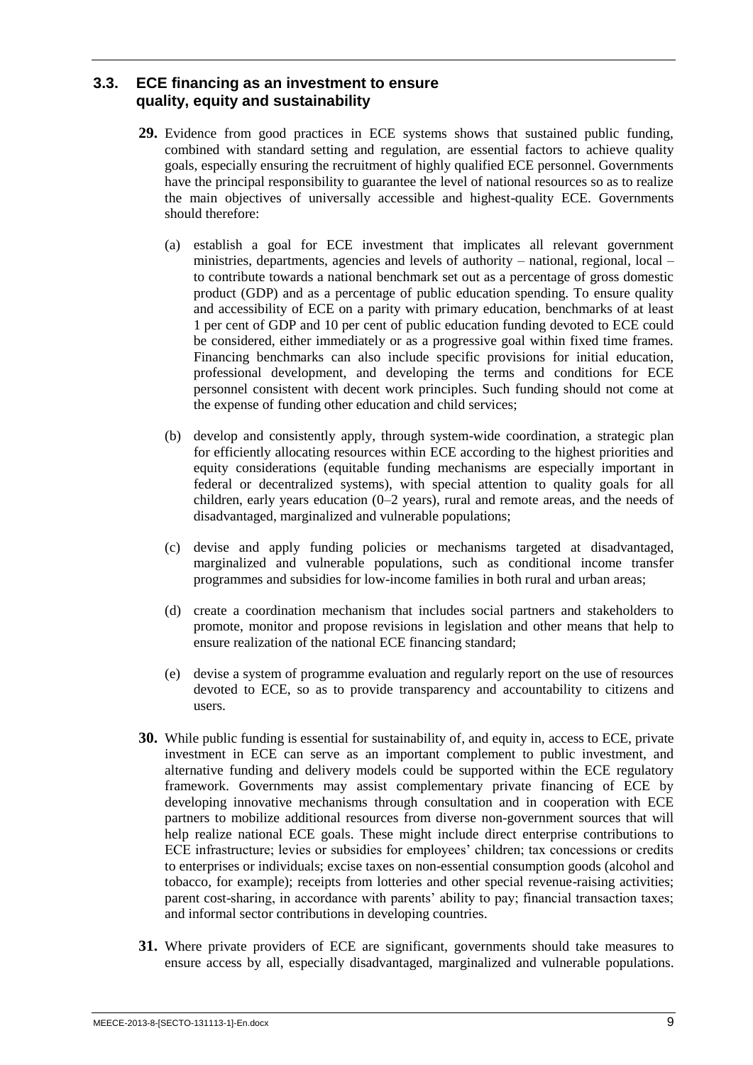### 3.3. ECE financing as an investment to ensure quality, equity and sustainability

**29.** Evidence from good practices in ECE systems shows that sustained public funding, combined with standard setting and regulation, are essential factors to achieve quality goals, especially ensuring the recruitment of highly qualified ECE personnel. Governments have the principal responsibility to guarantee the level of national resources so as to realize the main objectives of universally accessible and highest-quality ECE. Governments should therefore:

(a) establish a goal for ECE investment that implicates all relevant government ministries, departments, agencies and levels of authority – national, regional, local – to contribute towards a national benchmark set out as a percentage of gross domestic product (GDP) and as a percentage of public education spending. To ensure quality and accessibility of ECE on a parity with primary education, benchmarks of at least 1 per cent of GDP and 10 per cent of public education funding devoted to ECE could be considered, either immediately or as a progressive goal within fixed time frames. Financing benchmarks can also include specific provisions for initial education, professional development, and developing the terms and conditions for ECE personnel consistent with decent work principles. Such funding should not come at the expense of funding other education and child services;

(b) develop and consistently apply, through system-wide coordination, a strategic plan for efficiently allocating resources within ECE according to the highest priorities and equity considerations (equitable funding mechanisms are especially important in federal or decentralized systems), with special attention to quality goals for all children, early years education (0–2 years), rural and remote areas, and the needs of disadvantaged, marginalized and vulnerable populations;

(c) devise and apply funding policies or mechanisms targeted at disadvantaged, marginalized and vulnerable populations, such as conditional income transfer programmes and subsidies for low-income families in both rural and urban areas;

(d) create a coordination mechanism that includes social partners and stakeholders to promote, monitor and propose revisions in legislation and other means that help to ensure realization of the national ECE financing standard;

(e) devise a system of programme evaluation and regularly report on the use of resources devoted to ECE, so as to provide transparency and accountability to citizens and users.

**30.** While public funding is essential for sustainability of, and equity in, access to ECE, private investment in ECE can serve as an important complement to public investment, and alternative funding and delivery models could be supported within the ECE regulatory framework. Governments may assist complementary private financing of ECE by developing innovative mechanisms through consultation and in cooperation with ECE partners to mobilize additional resources from diverse non-government sources that will help realize national ECE goals. These might include direct enterprise contributions to ECE infrastructure; levies or subsidies for employees' children; tax concessions or credits to enterprises or individuals; excise taxes on non-essential consumption goods (alcohol and tobacco, for example); receipts from lotteries and other special revenue-raising activities; parent cost-sharing, in accordance with parents' ability to pay; financial transaction taxes; and informal sector contributions in developing countries.

**31.** Where private providers of ECE are significant, governments should take measures to ensure access by all, especially disadvantaged, marginalized and vulnerable populations.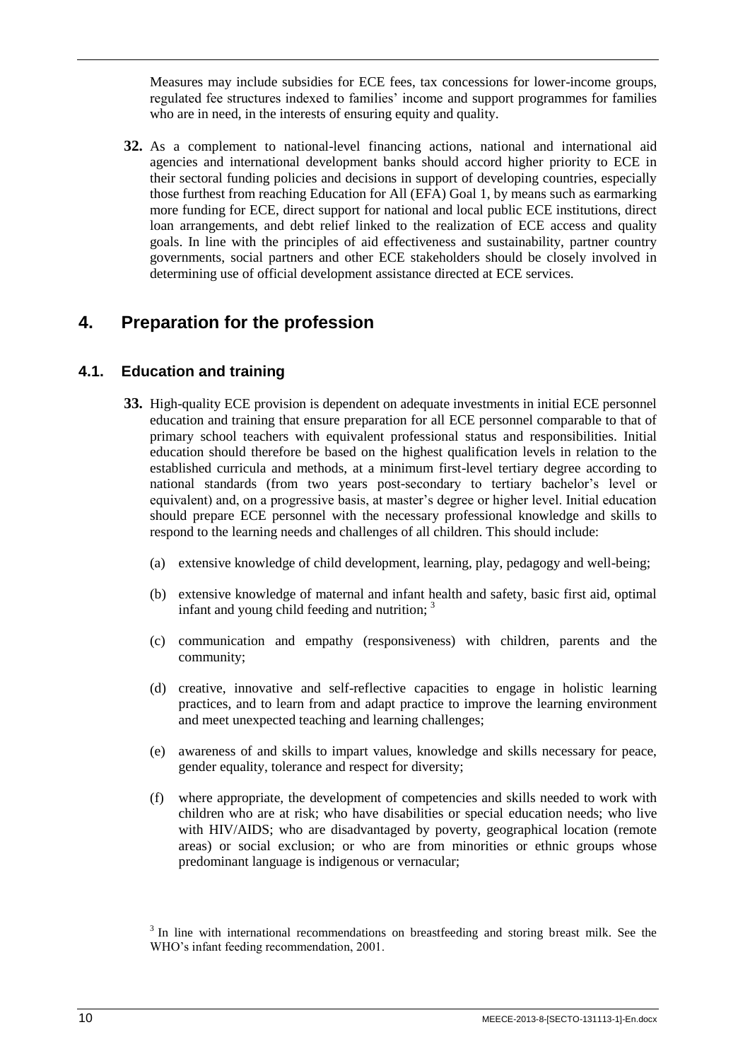Measures may include subsidies for ECE fees, tax concessions for lower-income groups, regulated fee structures indexed to families' income and support programmes for families who are in need, in the interests of ensuring equity and quality.

**32.** As a complement to national-level financing actions, national and international aid agencies and international development banks should accord higher priority to ECE in their sectoral funding policies and decisions in support of developing countries, especially those furthest from reaching Education for All (EFA) Goal 1, by means such as earmarking more funding for ECE, direct support for national and local public ECE institutions, direct loan arrangements, and debt relief linked to the realization of ECE access and quality goals. In line with the principles of aid effectiveness and sustainability, partner country governments, social partners and other ECE stakeholders should be closely involved in determining use of official development assistance directed at ECE services.

# 4. Preparation for the profession

## 4.1. Education and training

**33.** High-quality ECE provision is dependent on adequate investments in initial ECE personnel education and training that ensure preparation for all ECE personnel comparable to that of primary school teachers with equivalent professional status and responsibilities. Initial education should therefore be based on the highest qualification levels in relation to the established curricula and methods, at a minimum first-level tertiary degree according to national standards (from two years post-secondary to tertiary bachelor's level or equivalent) and, on a progressive basis, at master's degree or higher level. Initial education should prepare ECE personnel with the necessary professional knowledge and skills to respond to the learning needs and challenges of all children. This should include:

(a) extensive knowledge of child development, learning, play, pedagogy and well-being;

(b) extensive knowledge of maternal and infant health and safety, basic first aid, optimal infant and young child feeding and nutrition; [3]

(c) communication and empathy (responsiveness) with children, parents and the community;

(d) creative, innovative and self-reflective capacities to engage in holistic learning practices, and to learn from and adapt practice to improve the learning environment and meet unexpected teaching and learning challenges;

(e) awareness of and skills to impart values, knowledge and skills necessary for peace, gender equality, tolerance and respect for diversity;

(f) where appropriate, the development of competencies and skills needed to work with children who are at risk; who have disabilities or special education needs; who live with HIV/AIDS; who are disadvantaged by poverty, geographical location (remote areas) or social exclusion; or who are from minorities or ethnic groups whose predominant language is indigenous or vernacular;

[3] In line with international recommendations on breastfeeding and storing breast milk. See the WHO's infant feeding recommendation, 2001.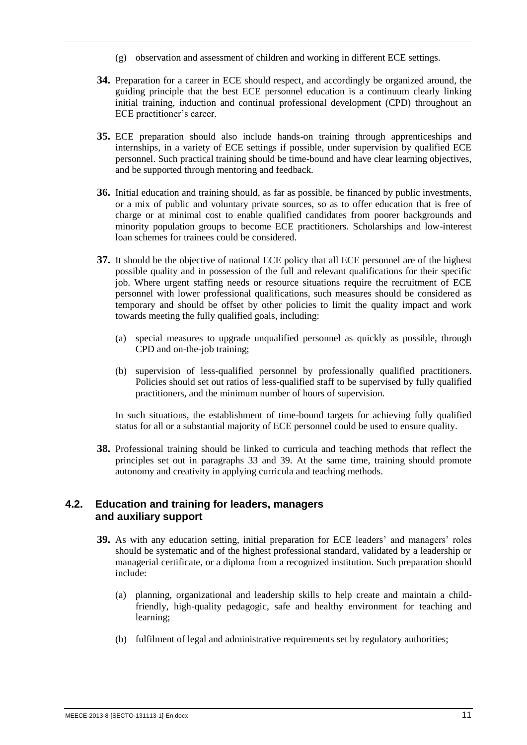(g) observation and assessment of children and working in different ECE settings.

**34.** Preparation for a career in ECE should respect, and accordingly be organized around, the guiding principle that the best ECE personnel education is a continuum clearly linking initial training, induction and continual professional development (CPD) throughout an ECE practitioner's career.

**35.** ECE preparation should also include hands-on training through apprenticeships and internships, in a variety of ECE settings if possible, under supervision by qualified ECE personnel. Such practical training should be time-bound and have clear learning objectives, and be supported through mentoring and feedback.

**36.** Initial education and training should, as far as possible, be financed by public investments, or a mix of public and voluntary private sources, so as to offer education that is free of charge or at minimal cost to enable qualified candidates from poorer backgrounds and minority population groups to become ECE practitioners. Scholarships and low-interest loan schemes for trainees could be considered.

**37.** It should be the objective of national ECE policy that all ECE personnel are of the highest possible quality and in possession of the full and relevant qualifications for their specific job. Where urgent staffing needs or resource situations require the recruitment of ECE personnel with lower professional qualifications, such measures should be considered as temporary and should be offset by other policies to limit the quality impact and work towards meeting the fully qualified goals, including:

(a) special measures to upgrade unqualified personnel as quickly as possible, through CPD and on-the-job training;

(b) supervision of less-qualified personnel by professionally qualified practitioners. Policies should set out ratios of less-qualified staff to be supervised by fully qualified practitioners, and the minimum number of hours of supervision.

In such situations, the establishment of time-bound targets for achieving fully qualified status for all or a substantial majority of ECE personnel could be used to ensure quality.

**38.** Professional training should be linked to curricula and teaching methods that reflect the principles set out in paragraphs 33 and 39. At the same time, training should promote autonomy and creativity in applying curricula and teaching methods.

## 4.2. Education and training for leaders, managers and auxiliary support

**39.** As with any education setting, initial preparation for ECE leaders' and managers' roles should be systematic and of the highest professional standard, validated by a leadership or managerial certificate, or a diploma from a recognized institution. Such preparation should include:

(a) planning, organizational and leadership skills to help create and maintain a child-friendly, high-quality pedagogic, safe and healthy environment for teaching and learning;

(b) fulfilment of legal and administrative requirements set by regulatory authorities;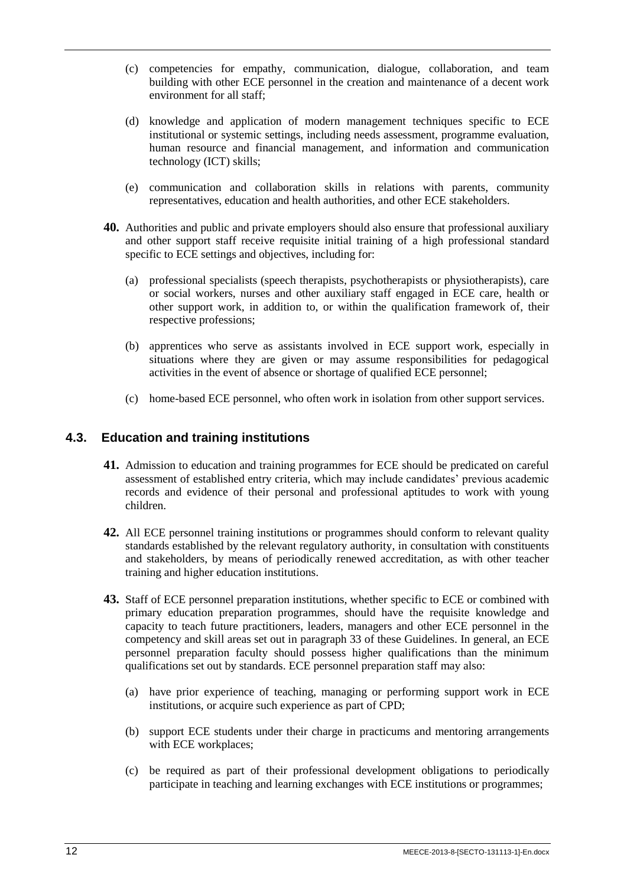(c) competencies for empathy, communication, dialogue, collaboration, and team building with other ECE personnel in the creation and maintenance of a decent work environment for all staff;

(d) knowledge and application of modern management techniques specific to ECE institutional or systemic settings, including needs assessment, programme evaluation, human resource and financial management, and information and communication technology (ICT) skills;

(e) communication and collaboration skills in relations with parents, community representatives, education and health authorities, and other ECE stakeholders.

**40.** Authorities and public and private employers should also ensure that professional auxiliary and other support staff receive requisite initial training of a high professional standard specific to ECE settings and objectives, including for:

(a) professional specialists (speech therapists, psychotherapists or physiotherapists), care or social workers, nurses and other auxiliary staff engaged in ECE care, health or other support work, in addition to, or within the qualification framework of, their respective professions;

(b) apprentices who serve as assistants involved in ECE support work, especially in situations where they are given or may assume responsibilities for pedagogical activities in the event of absence or shortage of qualified ECE personnel;

(c) home-based ECE personnel, who often work in isolation from other support services.

## 4.3. Education and training institutions

**41.** Admission to education and training programmes for ECE should be predicated on careful assessment of established entry criteria, which may include candidates' previous academic records and evidence of their personal and professional aptitudes to work with young children.

**42.** All ECE personnel training institutions or programmes should conform to relevant quality standards established by the relevant regulatory authority, in consultation with constituents and stakeholders, by means of periodically renewed accreditation, as with other teacher training and higher education institutions.

**43.** Staff of ECE personnel preparation institutions, whether specific to ECE or combined with primary education preparation programmes, should have the requisite knowledge and capacity to teach future practitioners, leaders, managers and other ECE personnel in the competency and skill areas set out in paragraph 33 of these Guidelines. In general, an ECE personnel preparation faculty should possess higher qualifications than the minimum qualifications set out by standards. ECE personnel preparation staff may also:

(a) have prior experience of teaching, managing or performing support work in ECE institutions, or acquire such experience as part of CPD;

(b) support ECE students under their charge in practicums and mentoring arrangements with ECE workplaces;

(c) be required as part of their professional development obligations to periodically participate in teaching and learning exchanges with ECE institutions or programmes;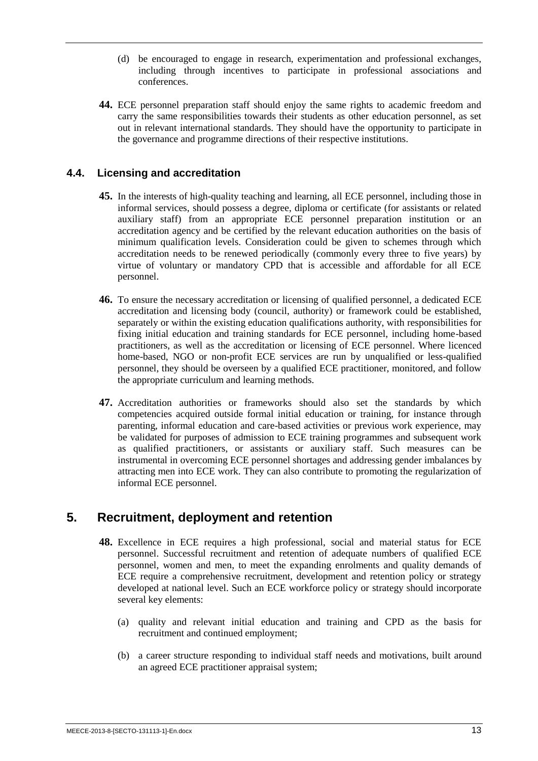(d) be encouraged to engage in research, experimentation and professional exchanges, including through incentives to participate in professional associations and conferences.

**44.** ECE personnel preparation staff should enjoy the same rights to academic freedom and carry the same responsibilities towards their students as other education personnel, as set out in relevant international standards. They should have the opportunity to participate in the governance and programme directions of their respective institutions.

### 4.4. Licensing and accreditation

**45.** In the interests of high-quality teaching and learning, all ECE personnel, including those in informal services, should possess a degree, diploma or certificate (for assistants or related auxiliary staff) from an appropriate ECE personnel preparation institution or an accreditation agency and be certified by the relevant education authorities on the basis of minimum qualification levels. Consideration could be given to schemes through which accreditation needs to be renewed periodically (commonly every three to five years) by virtue of voluntary or mandatory CPD that is accessible and affordable for all ECE personnel.

**46.** To ensure the necessary accreditation or licensing of qualified personnel, a dedicated ECE accreditation and licensing body (council, authority) or framework could be established, separately or within the existing education qualifications authority, with responsibilities for fixing initial education and training standards for ECE personnel, including home-based practitioners, as well as the accreditation or licensing of ECE personnel. Where licenced home-based, NGO or non-profit ECE services are run by unqualified or less-qualified personnel, they should be overseen by a qualified ECE practitioner, monitored, and follow the appropriate curriculum and learning methods.

**47.** Accreditation authorities or frameworks should also set the standards by which competencies acquired outside formal initial education or training, for instance through parenting, informal education and care-based activities or previous work experience, may be validated for purposes of admission to ECE training programmes and subsequent work as qualified practitioners, or assistants or auxiliary staff. Such measures can be instrumental in overcoming ECE personnel shortages and addressing gender imbalances by attracting men into ECE work. They can also contribute to promoting the regularization of informal ECE personnel.

## 5. Recruitment, deployment and retention

**48.** Excellence in ECE requires a high professional, social and material status for ECE personnel. Successful recruitment and retention of adequate numbers of qualified ECE personnel, women and men, to meet the expanding enrolments and quality demands of ECE require a comprehensive recruitment, development and retention policy or strategy developed at national level. Such an ECE workforce policy or strategy should incorporate several key elements:

(a) quality and relevant initial education and training and CPD as the basis for recruitment and continued employment;

(b) a career structure responding to individual staff needs and motivations, built around an agreed ECE practitioner appraisal system;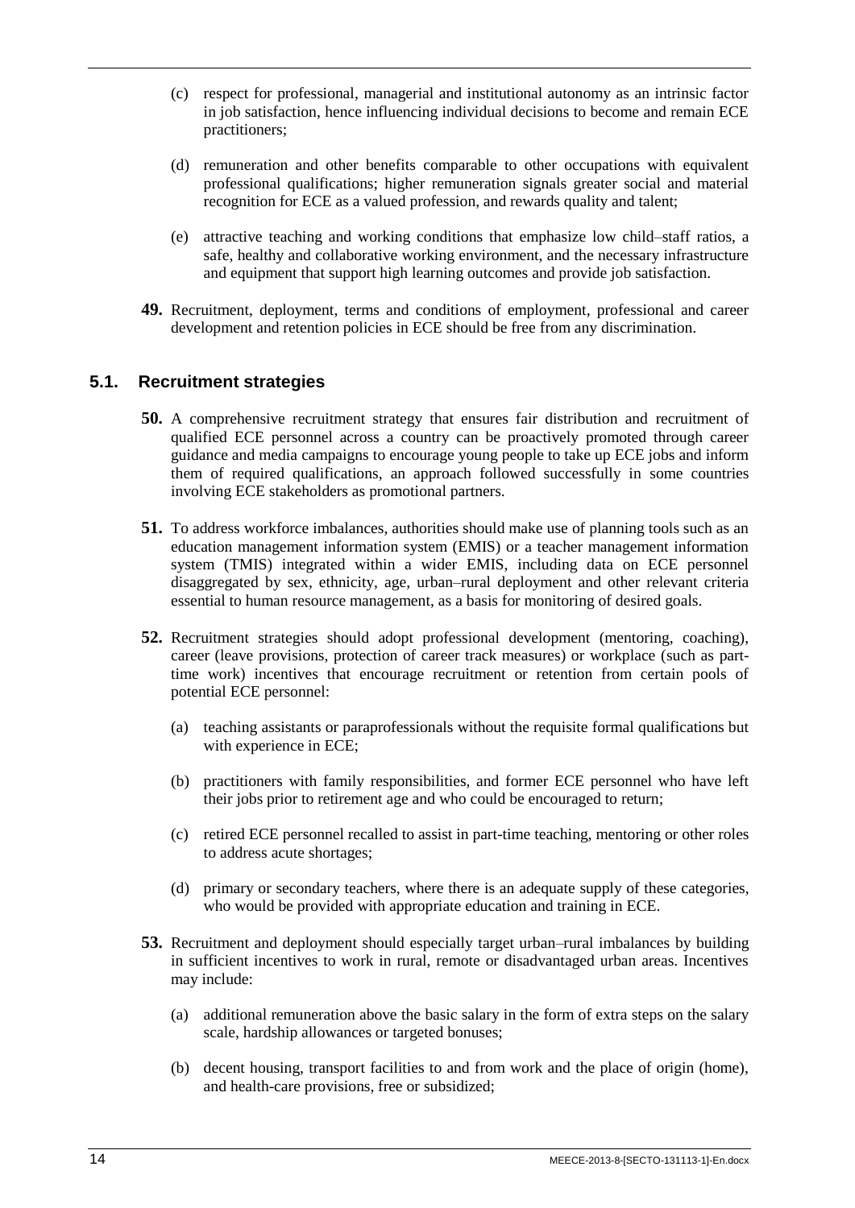(c) respect for professional, managerial and institutional autonomy as an intrinsic factor in job satisfaction, hence influencing individual decisions to become and remain ECE practitioners;

(d) remuneration and other benefits comparable to other occupations with equivalent professional qualifications; higher remuneration signals greater social and material recognition for ECE as a valued profession, and rewards quality and talent;

(e) attractive teaching and working conditions that emphasize low child–staff ratios, a safe, healthy and collaborative working environment, and the necessary infrastructure and equipment that support high learning outcomes and provide job satisfaction.

**49.** Recruitment, deployment, terms and conditions of employment, professional and career development and retention policies in ECE should be free from any discrimination.

## 5.1. Recruitment strategies

**50.** A comprehensive recruitment strategy that ensures fair distribution and recruitment of qualified ECE personnel across a country can be proactively promoted through career guidance and media campaigns to encourage young people to take up ECE jobs and inform them of required qualifications, an approach followed successfully in some countries involving ECE stakeholders as promotional partners.

**51.** To address workforce imbalances, authorities should make use of planning tools such as an education management information system (EMIS) or a teacher management information system (TMIS) integrated within a wider EMIS, including data on ECE personnel disaggregated by sex, ethnicity, age, urban–rural deployment and other relevant criteria essential to human resource management, as a basis for monitoring of desired goals.

**52.** Recruitment strategies should adopt professional development (mentoring, coaching), career (leave provisions, protection of career track measures) or workplace (such as part-time work) incentives that encourage recruitment or retention from certain pools of potential ECE personnel:

(a) teaching assistants or paraprofessionals without the requisite formal qualifications but with experience in ECE;

(b) practitioners with family responsibilities, and former ECE personnel who have left their jobs prior to retirement age and who could be encouraged to return;

(c) retired ECE personnel recalled to assist in part-time teaching, mentoring or other roles to address acute shortages;

(d) primary or secondary teachers, where there is an adequate supply of these categories, who would be provided with appropriate education and training in ECE.

**53.** Recruitment and deployment should especially target urban–rural imbalances by building in sufficient incentives to work in rural, remote or disadvantaged urban areas. Incentives may include:

(a) additional remuneration above the basic salary in the form of extra steps on the salary scale, hardship allowances or targeted bonuses;

(b) decent housing, transport facilities to and from work and the place of origin (home), and health-care provisions, free or subsidized;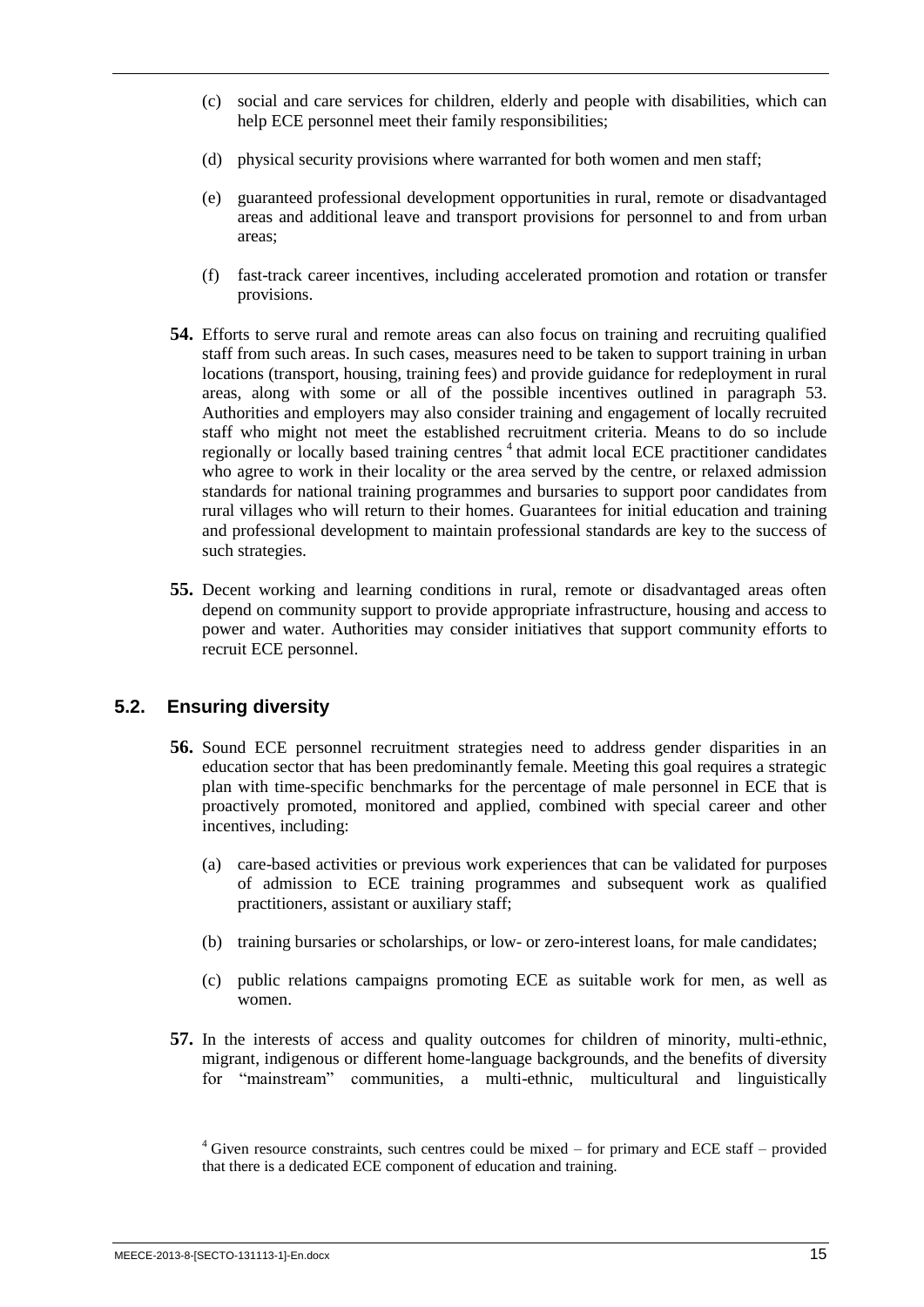(c) social and care services for children, elderly and people with disabilities, which can help ECE personnel meet their family responsibilities;

(d) physical security provisions where warranted for both women and men staff;

(e) guaranteed professional development opportunities in rural, remote or disadvantaged areas and additional leave and transport provisions for personnel to and from urban areas;

(f) fast-track career incentives, including accelerated promotion and rotation or transfer provisions.

**54.** Efforts to serve rural and remote areas can also focus on training and recruiting qualified staff from such areas. In such cases, measures need to be taken to support training in urban locations (transport, housing, training fees) and provide guidance for redeployment in rural areas, along with some or all of the possible incentives outlined in paragraph 53. Authorities and employers may also consider training and engagement of locally recruited staff who might not meet the established recruitment criteria. Means to do so include regionally or locally based training centres [4] that admit local ECE practitioner candidates who agree to work in their locality or the area served by the centre, or relaxed admission standards for national training programmes and bursaries to support poor candidates from rural villages who will return to their homes. Guarantees for initial education and training and professional development to maintain professional standards are key to the success of such strategies.

**55.** Decent working and learning conditions in rural, remote or disadvantaged areas often depend on community support to provide appropriate infrastructure, housing and access to power and water. Authorities may consider initiatives that support community efforts to recruit ECE personnel.

## 5.2. Ensuring diversity

**56.** Sound ECE personnel recruitment strategies need to address gender disparities in an education sector that has been predominantly female. Meeting this goal requires a strategic plan with time-specific benchmarks for the percentage of male personnel in ECE that is proactively promoted, monitored and applied, combined with special career and other incentives, including:

(a) care-based activities or previous work experiences that can be validated for purposes of admission to ECE training programmes and subsequent work as qualified practitioners, assistant or auxiliary staff;

(b) training bursaries or scholarships, or low- or zero-interest loans, for male candidates;

(c) public relations campaigns promoting ECE as suitable work for men, as well as women.

**57.** In the interests of access and quality outcomes for children of minority, multi-ethnic, migrant, indigenous or different home-language backgrounds, and the benefits of diversity for "mainstream" communities, a multi-ethnic, multicultural and linguistically

[4] Given resource constraints, such centres could be mixed – for primary and ECE staff – provided that there is a dedicated ECE component of education and training.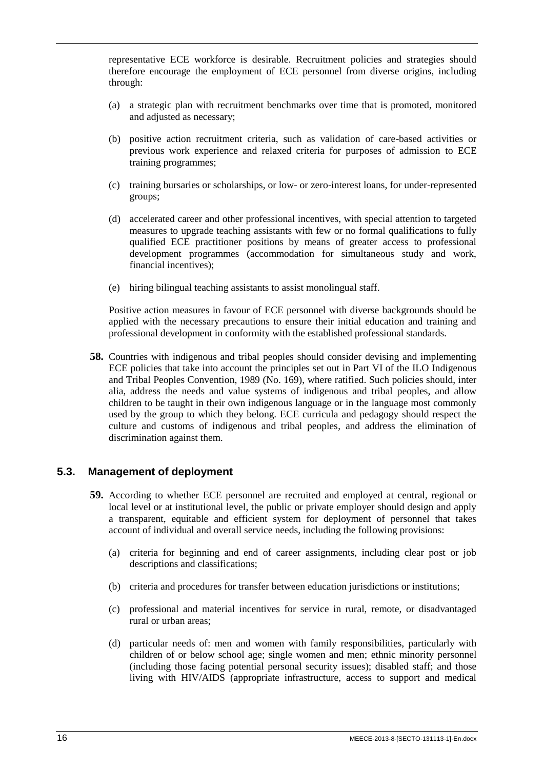representative ECE workforce is desirable. Recruitment policies and strategies should therefore encourage the employment of ECE personnel from diverse origins, including through:

(a) a strategic plan with recruitment benchmarks over time that is promoted, monitored and adjusted as necessary;

(b) positive action recruitment criteria, such as validation of care-based activities or previous work experience and relaxed criteria for purposes of admission to ECE training programmes;

(c) training bursaries or scholarships, or low- or zero-interest loans, for under-represented groups;

(d) accelerated career and other professional incentives, with special attention to targeted measures to upgrade teaching assistants with few or no formal qualifications to fully qualified ECE practitioner positions by means of greater access to professional development programmes (accommodation for simultaneous study and work, financial incentives);

(e) hiring bilingual teaching assistants to assist monolingual staff.

Positive action measures in favour of ECE personnel with diverse backgrounds should be applied with the necessary precautions to ensure their initial education and training and professional development in conformity with the established professional standards.

**58.** Countries with indigenous and tribal peoples should consider devising and implementing ECE policies that take into account the principles set out in Part VI of the ILO Indigenous and Tribal Peoples Convention, 1989 (No. 169), where ratified. Such policies should, inter alia, address the needs and value systems of indigenous and tribal peoples, and allow children to be taught in their own indigenous language or in the language most commonly used by the group to which they belong. ECE curricula and pedagogy should respect the culture and customs of indigenous and tribal peoples, and address the elimination of discrimination against them.

## 5.3. Management of deployment

**59.** According to whether ECE personnel are recruited and employed at central, regional or local level or at institutional level, the public or private employer should design and apply a transparent, equitable and efficient system for deployment of personnel that takes account of individual and overall service needs, including the following provisions:

(a) criteria for beginning and end of career assignments, including clear post or job descriptions and classifications;

(b) criteria and procedures for transfer between education jurisdictions or institutions;

(c) professional and material incentives for service in rural, remote, or disadvantaged rural or urban areas;

(d) particular needs of: men and women with family responsibilities, particularly with children of or below school age; single women and men; ethnic minority personnel (including those facing potential personal security issues); disabled staff; and those living with HIV/AIDS (appropriate infrastructure, access to support and medical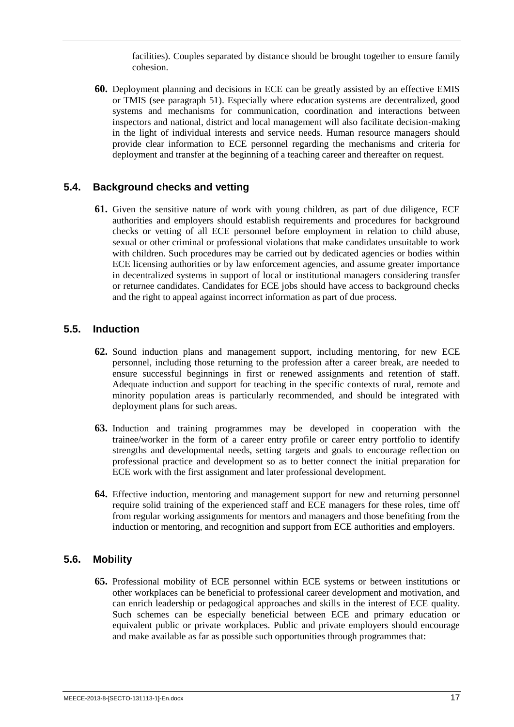facilities). Couples separated by distance should be brought together to ensure family cohesion.

**60.** Deployment planning and decisions in ECE can be greatly assisted by an effective EMIS or TMIS (see paragraph 51). Especially where education systems are decentralized, good systems and mechanisms for communication, coordination and interactions between inspectors and national, district and local management will also facilitate decision-making in the light of individual interests and service needs. Human resource managers should provide clear information to ECE personnel regarding the mechanisms and criteria for deployment and transfer at the beginning of a teaching career and thereafter on request.

## 5.4. Background checks and vetting

**61.** Given the sensitive nature of work with young children, as part of due diligence, ECE authorities and employers should establish requirements and procedures for background checks or vetting of all ECE personnel before employment in relation to child abuse, sexual or other criminal or professional violations that make candidates unsuitable to work with children. Such procedures may be carried out by dedicated agencies or bodies within ECE licensing authorities or by law enforcement agencies, and assume greater importance in decentralized systems in support of local or institutional managers considering transfer or returnee candidates. Candidates for ECE jobs should have access to background checks and the right to appeal against incorrect information as part of due process.

## 5.5. Induction

**62.** Sound induction plans and management support, including mentoring, for new ECE personnel, including those returning to the profession after a career break, are needed to ensure successful beginnings in first or renewed assignments and retention of staff. Adequate induction and support for teaching in the specific contexts of rural, remote and minority population areas is particularly recommended, and should be integrated with deployment plans for such areas.

**63.** Induction and training programmes may be developed in cooperation with the trainee/worker in the form of a career entry profile or career entry portfolio to identify strengths and developmental needs, setting targets and goals to encourage reflection on professional practice and development so as to better connect the initial preparation for ECE work with the first assignment and later professional development.

**64.** Effective induction, mentoring and management support for new and returning personnel require solid training of the experienced staff and ECE managers for these roles, time off from regular working assignments for mentors and managers and those benefiting from the induction or mentoring, and recognition and support from ECE authorities and employers.

## 5.6. Mobility

**65.** Professional mobility of ECE personnel within ECE systems or between institutions or other workplaces can be beneficial to professional career development and motivation, and can enrich leadership or pedagogical approaches and skills in the interest of ECE quality. Such schemes can be especially beneficial between ECE and primary education or equivalent public or private workplaces. Public and private employers should encourage and make available as far as possible such opportunities through programmes that: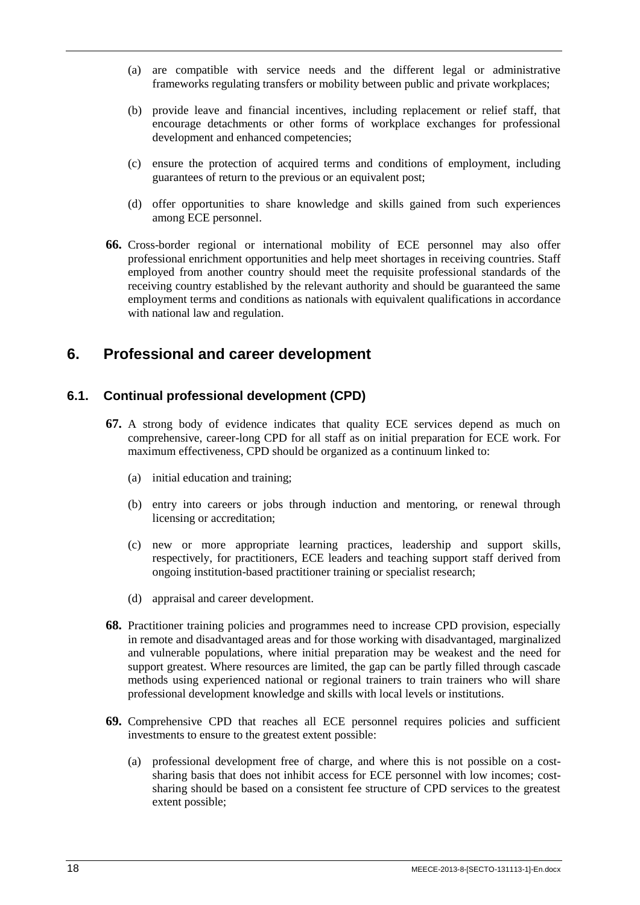(a) are compatible with service needs and the different legal or administrative frameworks regulating transfers or mobility between public and private workplaces;

(b) provide leave and financial incentives, including replacement or relief staff, that encourage detachments or other forms of workplace exchanges for professional development and enhanced competencies;

(c) ensure the protection of acquired terms and conditions of employment, including guarantees of return to the previous or an equivalent post;

(d) offer opportunities to share knowledge and skills gained from such experiences among ECE personnel.

**66.** Cross-border regional or international mobility of ECE personnel may also offer professional enrichment opportunities and help meet shortages in receiving countries. Staff employed from another country should meet the requisite professional standards of the receiving country established by the relevant authority and should be guaranteed the same employment terms and conditions as nationals with equivalent qualifications in accordance with national law and regulation.

## 6. Professional and career development

### 6.1. Continual professional development (CPD)

**67.** A strong body of evidence indicates that quality ECE services depend as much on comprehensive, career-long CPD for all staff as on initial preparation for ECE work. For maximum effectiveness, CPD should be organized as a continuum linked to:

(a) initial education and training;

(b) entry into careers or jobs through induction and mentoring, or renewal through licensing or accreditation;

(c) new or more appropriate learning practices, leadership and support skills, respectively, for practitioners, ECE leaders and teaching support staff derived from ongoing institution-based practitioner training or specialist research;

(d) appraisal and career development.

**68.** Practitioner training policies and programmes need to increase CPD provision, especially in remote and disadvantaged areas and for those working with disadvantaged, marginalized and vulnerable populations, where initial preparation may be weakest and the need for support greatest. Where resources are limited, the gap can be partly filled through cascade methods using experienced national or regional trainers to train trainers who will share professional development knowledge and skills with local levels or institutions.

**69.** Comprehensive CPD that reaches all ECE personnel requires policies and sufficient investments to ensure to the greatest extent possible:

(a) professional development free of charge, and where this is not possible on a cost-sharing basis that does not inhibit access for ECE personnel with low incomes; cost-sharing should be based on a consistent fee structure of CPD services to the greatest extent possible;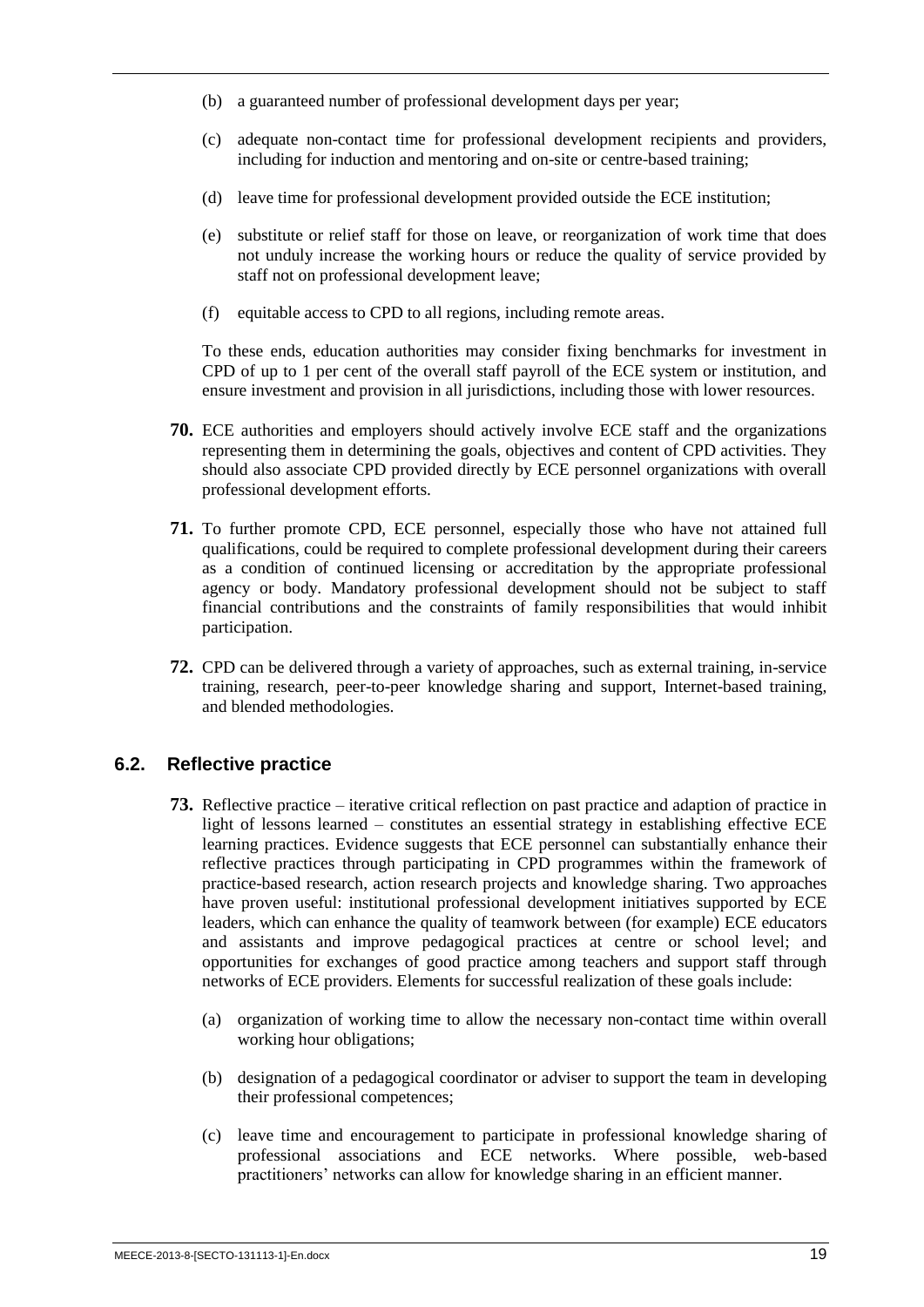(b) a guaranteed number of professional development days per year;

(c) adequate non-contact time for professional development recipients and providers, including for induction and mentoring and on-site or centre-based training;

(d) leave time for professional development provided outside the ECE institution;

(e) substitute or relief staff for those on leave, or reorganization of work time that does not unduly increase the working hours or reduce the quality of service provided by staff not on professional development leave;

(f) equitable access to CPD to all regions, including remote areas.

To these ends, education authorities may consider fixing benchmarks for investment in CPD of up to 1 per cent of the overall staff payroll of the ECE system or institution, and ensure investment and provision in all jurisdictions, including those with lower resources.

**70.** ECE authorities and employers should actively involve ECE staff and the organizations representing them in determining the goals, objectives and content of CPD activities. They should also associate CPD provided directly by ECE personnel organizations with overall professional development efforts.

**71.** To further promote CPD, ECE personnel, especially those who have not attained full qualifications, could be required to complete professional development during their careers as a condition of continued licensing or accreditation by the appropriate professional agency or body. Mandatory professional development should not be subject to staff financial contributions and the constraints of family responsibilities that would inhibit participation.

**72.** CPD can be delivered through a variety of approaches, such as external training, in-service training, research, peer-to-peer knowledge sharing and support, Internet-based training, and blended methodologies.

## 6.2. Reflective practice

**73.** Reflective practice – iterative critical reflection on past practice and adaption of practice in light of lessons learned – constitutes an essential strategy in establishing effective ECE learning practices. Evidence suggests that ECE personnel can substantially enhance their reflective practices through participating in CPD programmes within the framework of practice-based research, action research projects and knowledge sharing. Two approaches have proven useful: institutional professional development initiatives supported by ECE leaders, which can enhance the quality of teamwork between (for example) ECE educators and assistants and improve pedagogical practices at centre or school level; and opportunities for exchanges of good practice among teachers and support staff through networks of ECE providers. Elements for successful realization of these goals include:

(a) organization of working time to allow the necessary non-contact time within overall working hour obligations;

(b) designation of a pedagogical coordinator or adviser to support the team in developing their professional competences;

(c) leave time and encouragement to participate in professional knowledge sharing of professional associations and ECE networks. Where possible, web-based practitioners' networks can allow for knowledge sharing in an efficient manner.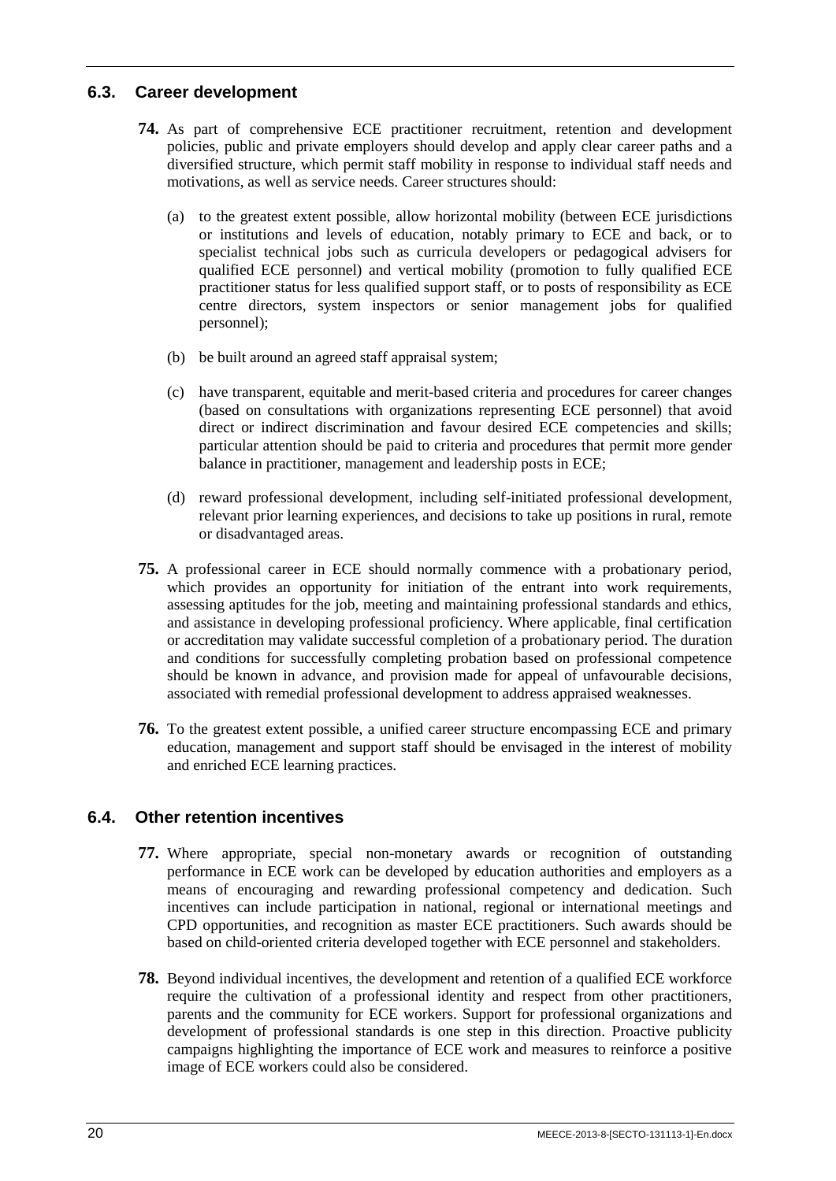## 6.3. Career development

**74.** As part of comprehensive ECE practitioner recruitment, retention and development policies, public and private employers should develop and apply clear career paths and a diversified structure, which permit staff mobility in response to individual staff needs and motivations, as well as service needs. Career structures should:

(a) to the greatest extent possible, allow horizontal mobility (between ECE jurisdictions or institutions and levels of education, notably primary to ECE and back, or to specialist technical jobs such as curricula developers or pedagogical advisers for qualified ECE personnel) and vertical mobility (promotion to fully qualified ECE practitioner status for less qualified support staff, or to posts of responsibility as ECE centre directors, system inspectors or senior management jobs for qualified personnel);

(b) be built around an agreed staff appraisal system;

(c) have transparent, equitable and merit-based criteria and procedures for career changes (based on consultations with organizations representing ECE personnel) that avoid direct or indirect discrimination and favour desired ECE competencies and skills; particular attention should be paid to criteria and procedures that permit more gender balance in practitioner, management and leadership posts in ECE;

(d) reward professional development, including self-initiated professional development, relevant prior learning experiences, and decisions to take up positions in rural, remote or disadvantaged areas.

**75.** A professional career in ECE should normally commence with a probationary period, which provides an opportunity for initiation of the entrant into work requirements, assessing aptitudes for the job, meeting and maintaining professional standards and ethics, and assistance in developing professional proficiency. Where applicable, final certification or accreditation may validate successful completion of a probationary period. The duration and conditions for successfully completing probation based on professional competence should be known in advance, and provision made for appeal of unfavourable decisions, associated with remedial professional development to address appraised weaknesses.

**76.** To the greatest extent possible, a unified career structure encompassing ECE and primary education, management and support staff should be envisaged in the interest of mobility and enriched ECE learning practices.

## 6.4. Other retention incentives

**77.** Where appropriate, special non-monetary awards or recognition of outstanding performance in ECE work can be developed by education authorities and employers as a means of encouraging and rewarding professional competency and dedication. Such incentives can include participation in national, regional or international meetings and CPD opportunities, and recognition as master ECE practitioners. Such awards should be based on child-oriented criteria developed together with ECE personnel and stakeholders.

**78.** Beyond individual incentives, the development and retention of a qualified ECE workforce require the cultivation of a professional identity and respect from other practitioners, parents and the community for ECE workers. Support for professional organizations and development of professional standards is one step in this direction. Proactive publicity campaigns highlighting the importance of ECE work and measures to reinforce a positive image of ECE workers could also be considered.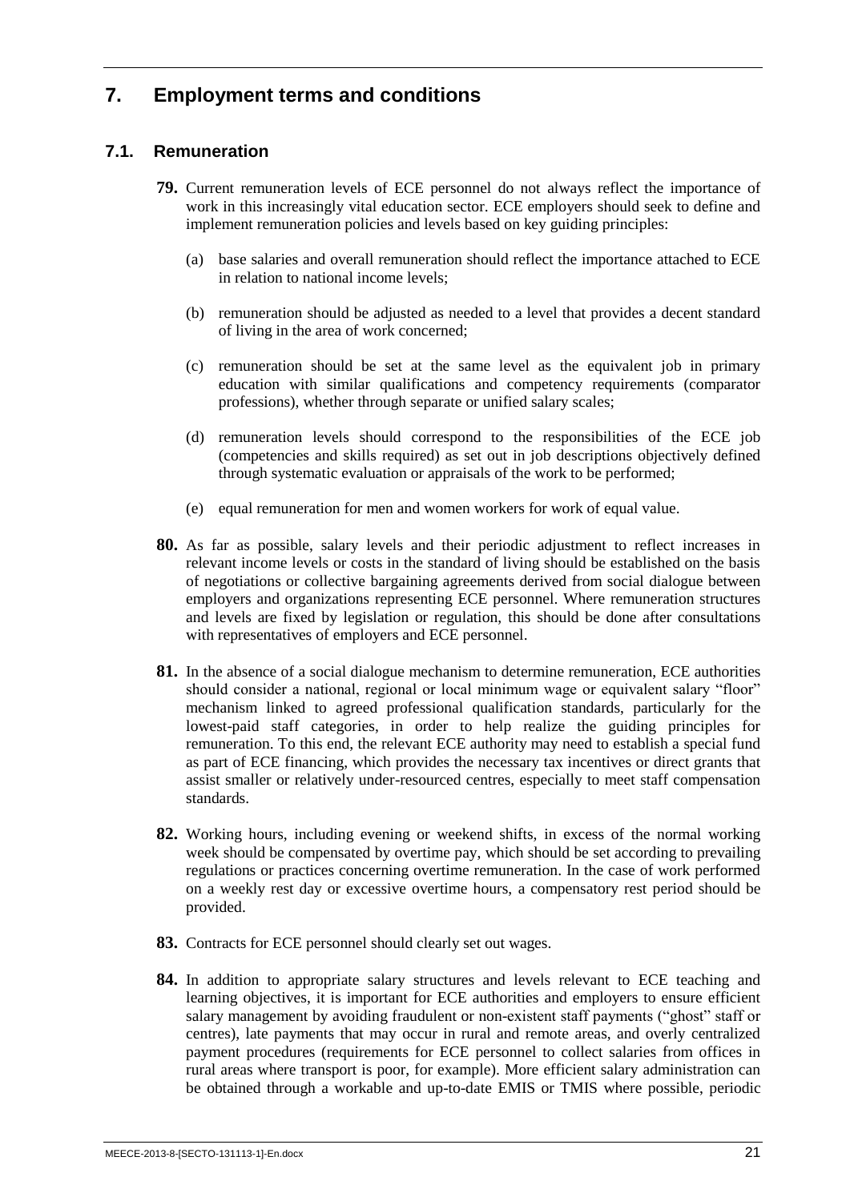# 7. Employment terms and conditions

## 7.1. Remuneration

**79.** Current remuneration levels of ECE personnel do not always reflect the importance of work in this increasingly vital education sector. ECE employers should seek to define and implement remuneration policies and levels based on key guiding principles:

(a) base salaries and overall remuneration should reflect the importance attached to ECE in relation to national income levels;

(b) remuneration should be adjusted as needed to a level that provides a decent standard of living in the area of work concerned;

(c) remuneration should be set at the same level as the equivalent job in primary education with similar qualifications and competency requirements (comparator professions), whether through separate or unified salary scales;

(d) remuneration levels should correspond to the responsibilities of the ECE job (competencies and skills required) as set out in job descriptions objectively defined through systematic evaluation or appraisals of the work to be performed;

(e) equal remuneration for men and women workers for work of equal value.

**80.** As far as possible, salary levels and their periodic adjustment to reflect increases in relevant income levels or costs in the standard of living should be established on the basis of negotiations or collective bargaining agreements derived from social dialogue between employers and organizations representing ECE personnel. Where remuneration structures and levels are fixed by legislation or regulation, this should be done after consultations with representatives of employers and ECE personnel.

**81.** In the absence of a social dialogue mechanism to determine remuneration, ECE authorities should consider a national, regional or local minimum wage or equivalent salary "floor" mechanism linked to agreed professional qualification standards, particularly for the lowest-paid staff categories, in order to help realize the guiding principles for remuneration. To this end, the relevant ECE authority may need to establish a special fund as part of ECE financing, which provides the necessary tax incentives or direct grants that assist smaller or relatively under-resourced centres, especially to meet staff compensation standards.

**82.** Working hours, including evening or weekend shifts, in excess of the normal working week should be compensated by overtime pay, which should be set according to prevailing regulations or practices concerning overtime remuneration. In the case of work performed on a weekly rest day or excessive overtime hours, a compensatory rest period should be provided.

**83.** Contracts for ECE personnel should clearly set out wages.

**84.** In addition to appropriate salary structures and levels relevant to ECE teaching and learning objectives, it is important for ECE authorities and employers to ensure efficient salary management by avoiding fraudulent or non-existent staff payments ("ghost" staff or centres), late payments that may occur in rural and remote areas, and overly centralized payment procedures (requirements for ECE personnel to collect salaries from offices in rural areas where transport is poor, for example). More efficient salary administration can be obtained through a workable and up-to-date EMIS or TMIS where possible, periodic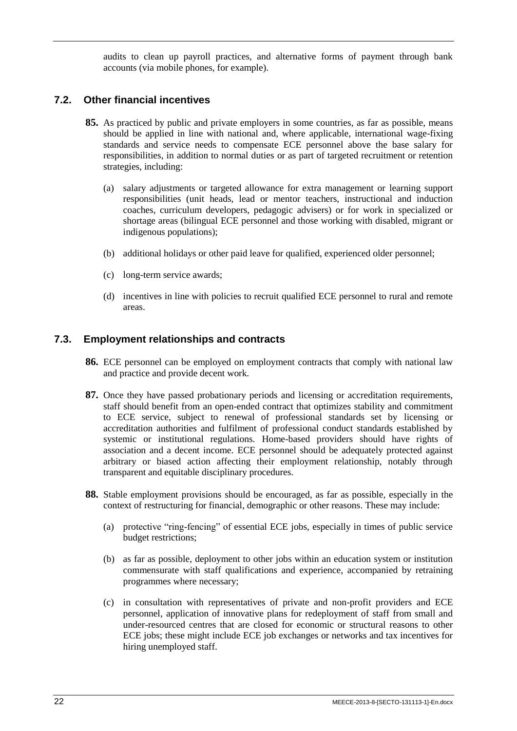audits to clean up payroll practices, and alternative forms of payment through bank accounts (via mobile phones, for example).

## 7.2. Other financial incentives

**85.** As practiced by public and private employers in some countries, as far as possible, means should be applied in line with national and, where applicable, international wage-fixing standards and service needs to compensate ECE personnel above the base salary for responsibilities, in addition to normal duties or as part of targeted recruitment or retention strategies, including:

(a) salary adjustments or targeted allowance for extra management or learning support responsibilities (unit heads, lead or mentor teachers, instructional and induction coaches, curriculum developers, pedagogic advisers) or for work in specialized or shortage areas (bilingual ECE personnel and those working with disabled, migrant or indigenous populations);

(b) additional holidays or other paid leave for qualified, experienced older personnel;

(c) long-term service awards;

(d) incentives in line with policies to recruit qualified ECE personnel to rural and remote areas.

## 7.3. Employment relationships and contracts

**86.** ECE personnel can be employed on employment contracts that comply with national law and practice and provide decent work.

**87.** Once they have passed probationary periods and licensing or accreditation requirements, staff should benefit from an open-ended contract that optimizes stability and commitment to ECE service, subject to renewal of professional standards set by licensing or accreditation authorities and fulfilment of professional conduct standards established by systemic or institutional regulations. Home-based providers should have rights of association and a decent income. ECE personnel should be adequately protected against arbitrary or biased action affecting their employment relationship, notably through transparent and equitable disciplinary procedures.

**88.** Stable employment provisions should be encouraged, as far as possible, especially in the context of restructuring for financial, demographic or other reasons. These may include:

(a) protective "ring-fencing" of essential ECE jobs, especially in times of public service budget restrictions;

(b) as far as possible, deployment to other jobs within an education system or institution commensurate with staff qualifications and experience, accompanied by retraining programmes where necessary;

(c) in consultation with representatives of private and non-profit providers and ECE personnel, application of innovative plans for redeployment of staff from small and under-resourced centres that are closed for economic or structural reasons to other ECE jobs; these might include ECE job exchanges or networks and tax incentives for hiring unemployed staff.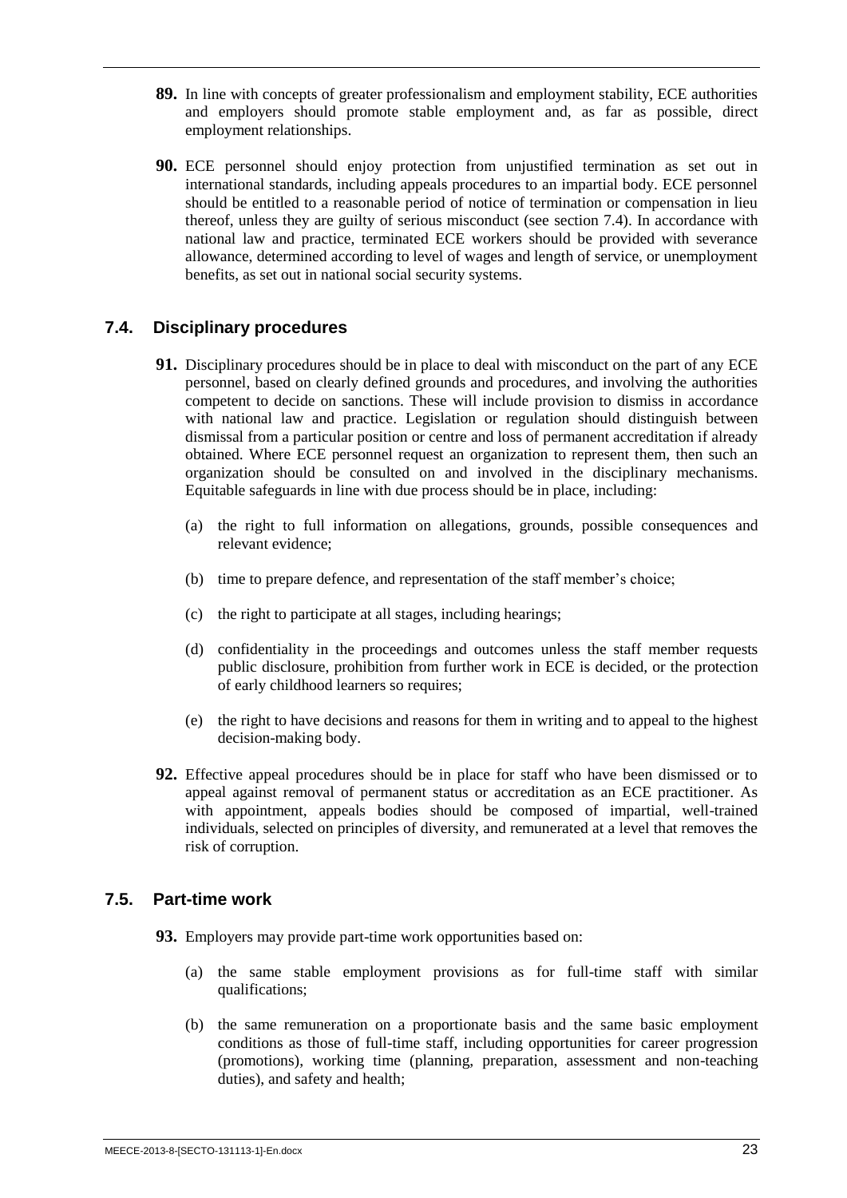**89.** In line with concepts of greater professionalism and employment stability, ECE authorities and employers should promote stable employment and, as far as possible, direct employment relationships.

**90.** ECE personnel should enjoy protection from unjustified termination as set out in international standards, including appeals procedures to an impartial body. ECE personnel should be entitled to a reasonable period of notice of termination or compensation in lieu thereof, unless they are guilty of serious misconduct (see section 7.4). In accordance with national law and practice, terminated ECE workers should be provided with severance allowance, determined according to level of wages and length of service, or unemployment benefits, as set out in national social security systems.

## 7.4. Disciplinary procedures

**91.** Disciplinary procedures should be in place to deal with misconduct on the part of any ECE personnel, based on clearly defined grounds and procedures, and involving the authorities competent to decide on sanctions. These will include provision to dismiss in accordance with national law and practice. Legislation or regulation should distinguish between dismissal from a particular position or centre and loss of permanent accreditation if already obtained. Where ECE personnel request an organization to represent them, then such an organization should be consulted on and involved in the disciplinary mechanisms. Equitable safeguards in line with due process should be in place, including:

(a) the right to full information on allegations, grounds, possible consequences and relevant evidence;

(b) time to prepare defence, and representation of the staff member's choice;

(c) the right to participate at all stages, including hearings;

(d) confidentiality in the proceedings and outcomes unless the staff member requests public disclosure, prohibition from further work in ECE is decided, or the protection of early childhood learners so requires;

(e) the right to have decisions and reasons for them in writing and to appeal to the highest decision-making body.

**92.** Effective appeal procedures should be in place for staff who have been dismissed or to appeal against removal of permanent status or accreditation as an ECE practitioner. As with appointment, appeals bodies should be composed of impartial, well-trained individuals, selected on principles of diversity, and remunerated at a level that removes the risk of corruption.

## 7.5. Part-time work

**93.** Employers may provide part-time work opportunities based on:

(a) the same stable employment provisions as for full-time staff with similar qualifications;

(b) the same remuneration on a proportionate basis and the same basic employment conditions as those of full-time staff, including opportunities for career progression (promotions), working time (planning, preparation, assessment and non-teaching duties), and safety and health;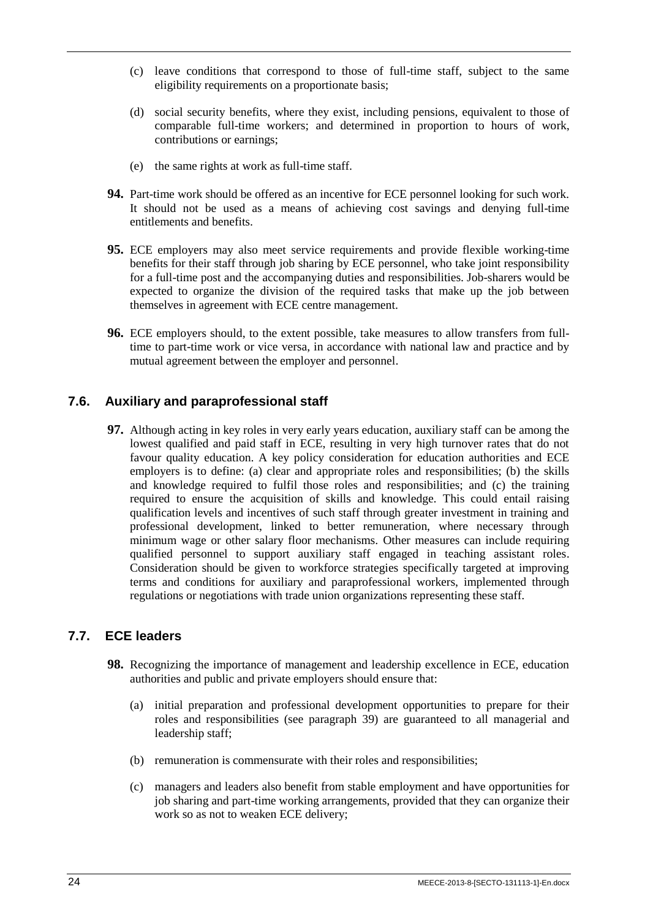(c) leave conditions that correspond to those of full-time staff, subject to the same eligibility requirements on a proportionate basis;

(d) social security benefits, where they exist, including pensions, equivalent to those of comparable full-time workers; and determined in proportion to hours of work, contributions or earnings;

(e) the same rights at work as full-time staff.

**94.** Part-time work should be offered as an incentive for ECE personnel looking for such work. It should not be used as a means of achieving cost savings and denying full-time entitlements and benefits.

**95.** ECE employers may also meet service requirements and provide flexible working-time benefits for their staff through job sharing by ECE personnel, who take joint responsibility for a full-time post and the accompanying duties and responsibilities. Job-sharers would be expected to organize the division of the required tasks that make up the job between themselves in agreement with ECE centre management.

**96.** ECE employers should, to the extent possible, take measures to allow transfers from full-time to part-time work or vice versa, in accordance with national law and practice and by mutual agreement between the employer and personnel.

### 7.6. Auxiliary and paraprofessional staff

**97.** Although acting in key roles in very early years education, auxiliary staff can be among the lowest qualified and paid staff in ECE, resulting in very high turnover rates that do not favour quality education. A key policy consideration for education authorities and ECE employers is to define: (a) clear and appropriate roles and responsibilities; (b) the skills and knowledge required to fulfil those roles and responsibilities; and (c) the training required to ensure the acquisition of skills and knowledge. This could entail raising qualification levels and incentives of such staff through greater investment in training and professional development, linked to better remuneration, where necessary through minimum wage or other salary floor mechanisms. Other measures can include requiring qualified personnel to support auxiliary staff engaged in teaching assistant roles. Consideration should be given to workforce strategies specifically targeted at improving terms and conditions for auxiliary and paraprofessional workers, implemented through regulations or negotiations with trade union organizations representing these staff.

### 7.7. ECE leaders

**98.** Recognizing the importance of management and leadership excellence in ECE, education authorities and public and private employers should ensure that:

(a) initial preparation and professional development opportunities to prepare for their roles and responsibilities (see paragraph 39) are guaranteed to all managerial and leadership staff;

(b) remuneration is commensurate with their roles and responsibilities;

(c) managers and leaders also benefit from stable employment and have opportunities for job sharing and part-time working arrangements, provided that they can organize their work so as not to weaken ECE delivery;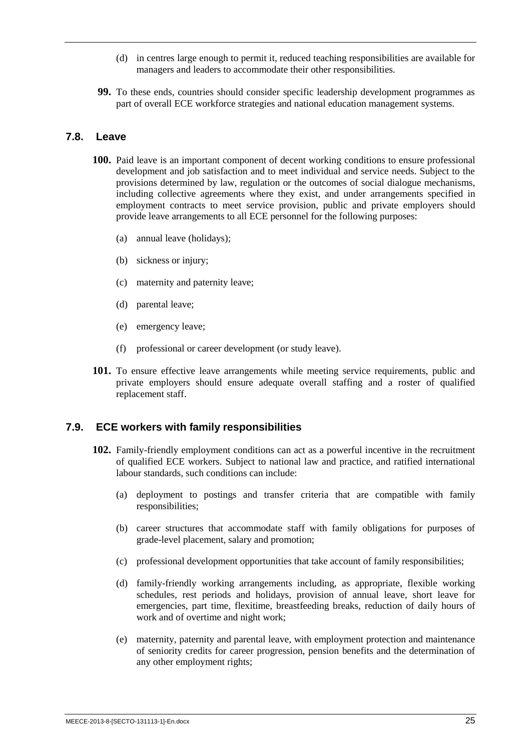(d) in centres large enough to permit it, reduced teaching responsibilities are available for managers and leaders to accommodate their other responsibilities.

**99.** To these ends, countries should consider specific leadership development programmes as part of overall ECE workforce strategies and national education management systems.

## 7.8. Leave

**100.** Paid leave is an important component of decent working conditions to ensure professional development and job satisfaction and to meet individual and service needs. Subject to the provisions determined by law, regulation or the outcomes of social dialogue mechanisms, including collective agreements where they exist, and under arrangements specified in employment contracts to meet service provision, public and private employers should provide leave arrangements to all ECE personnel for the following purposes:

(a) annual leave (holidays);

(b) sickness or injury;

(c) maternity and paternity leave;

(d) parental leave;

(e) emergency leave;

(f) professional or career development (or study leave).

**101.** To ensure effective leave arrangements while meeting service requirements, public and private employers should ensure adequate overall staffing and a roster of qualified replacement staff.

## 7.9. ECE workers with family responsibilities

**102.** Family-friendly employment conditions can act as a powerful incentive in the recruitment of qualified ECE workers. Subject to national law and practice, and ratified international labour standards, such conditions can include:

(a) deployment to postings and transfer criteria that are compatible with family responsibilities;

(b) career structures that accommodate staff with family obligations for purposes of grade-level placement, salary and promotion;

(c) professional development opportunities that take account of family responsibilities;

(d) family-friendly working arrangements including, as appropriate, flexible working schedules, rest periods and holidays, provision of annual leave, short leave for emergencies, part time, flexitime, breastfeeding breaks, reduction of daily hours of work and of overtime and night work;

(e) maternity, paternity and parental leave, with employment protection and maintenance of seniority credits for career progression, pension benefits and the determination of any other employment rights;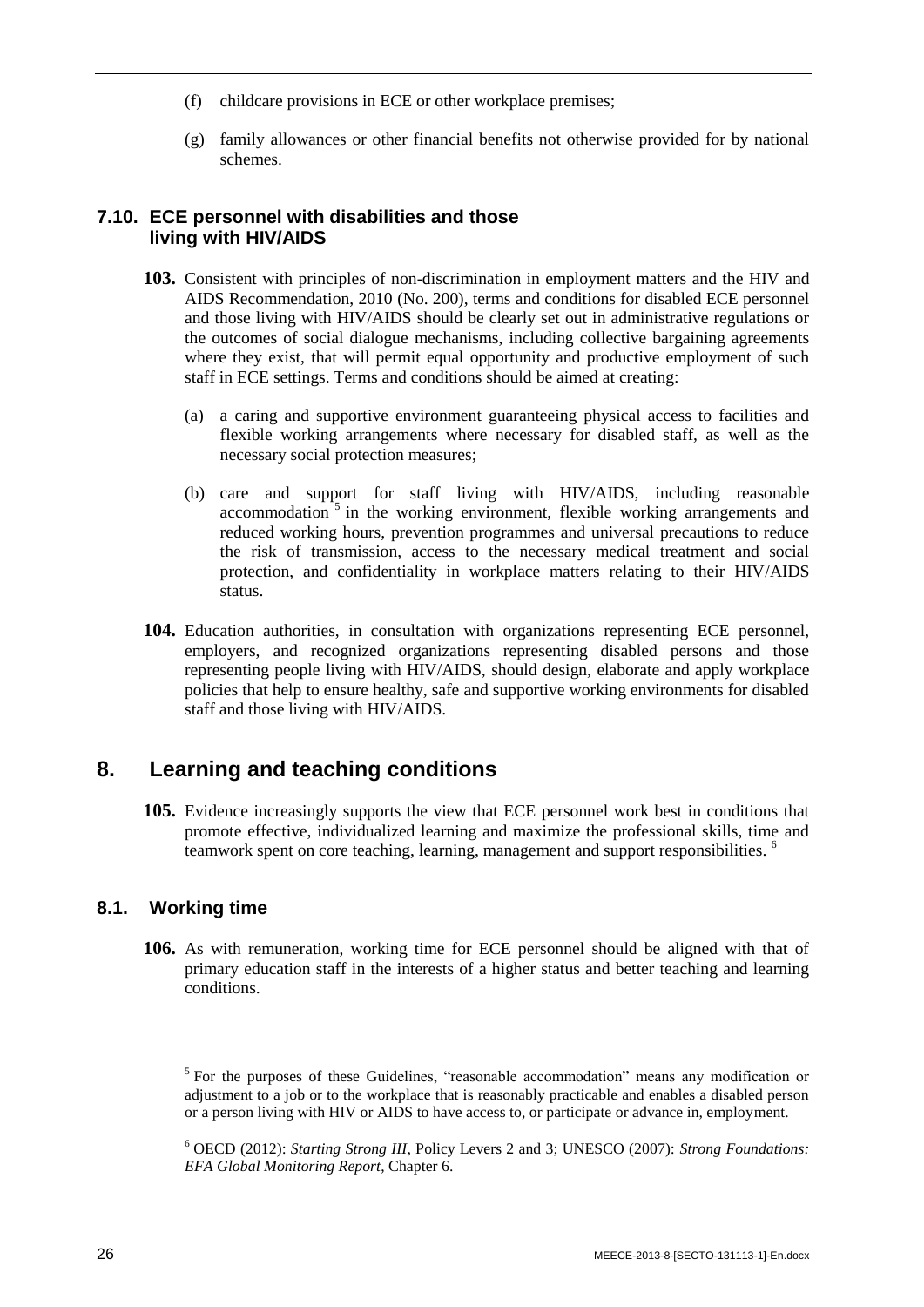(f) childcare provisions in ECE or other workplace premises;

(g) family allowances or other financial benefits not otherwise provided for by national schemes.

### 7.10. ECE personnel with disabilities and those living with HIV/AIDS

**103.** Consistent with principles of non-discrimination in employment matters and the HIV and AIDS Recommendation, 2010 (No. 200), terms and conditions for disabled ECE personnel and those living with HIV/AIDS should be clearly set out in administrative regulations or the outcomes of social dialogue mechanisms, including collective bargaining agreements where they exist, that will permit equal opportunity and productive employment of such staff in ECE settings. Terms and conditions should be aimed at creating:

(a) a caring and supportive environment guaranteeing physical access to facilities and flexible working arrangements where necessary for disabled staff, as well as the necessary social protection measures;

(b) care and support for staff living with HIV/AIDS, including reasonable accommodation [5] in the working environment, flexible working arrangements and reduced working hours, prevention programmes and universal precautions to reduce the risk of transmission, access to the necessary medical treatment and social protection, and confidentiality in workplace matters relating to their HIV/AIDS status.

**104.** Education authorities, in consultation with organizations representing ECE personnel, employers, and recognized organizations representing disabled persons and those representing people living with HIV/AIDS, should design, elaborate and apply workplace policies that help to ensure healthy, safe and supportive working environments for disabled staff and those living with HIV/AIDS.

## 8. Learning and teaching conditions

**105.** Evidence increasingly supports the view that ECE personnel work best in conditions that promote effective, individualized learning and maximize the professional skills, time and teamwork spent on core teaching, learning, management and support responsibilities. [6]

### 8.1. Working time

**106.** As with remuneration, working time for ECE personnel should be aligned with that of primary education staff in the interests of a higher status and better teaching and learning conditions.

[5] For the purposes of these Guidelines, "reasonable accommodation" means any modification or adjustment to a job or to the workplace that is reasonably practicable and enables a disabled person or a person living with HIV or AIDS to have access to, or participate or advance in, employment.

[6] OECD (2012): *Starting Strong III*, Policy Levers 2 and 3; UNESCO (2007): *Strong Foundations: EFA Global Monitoring Report*, Chapter 6.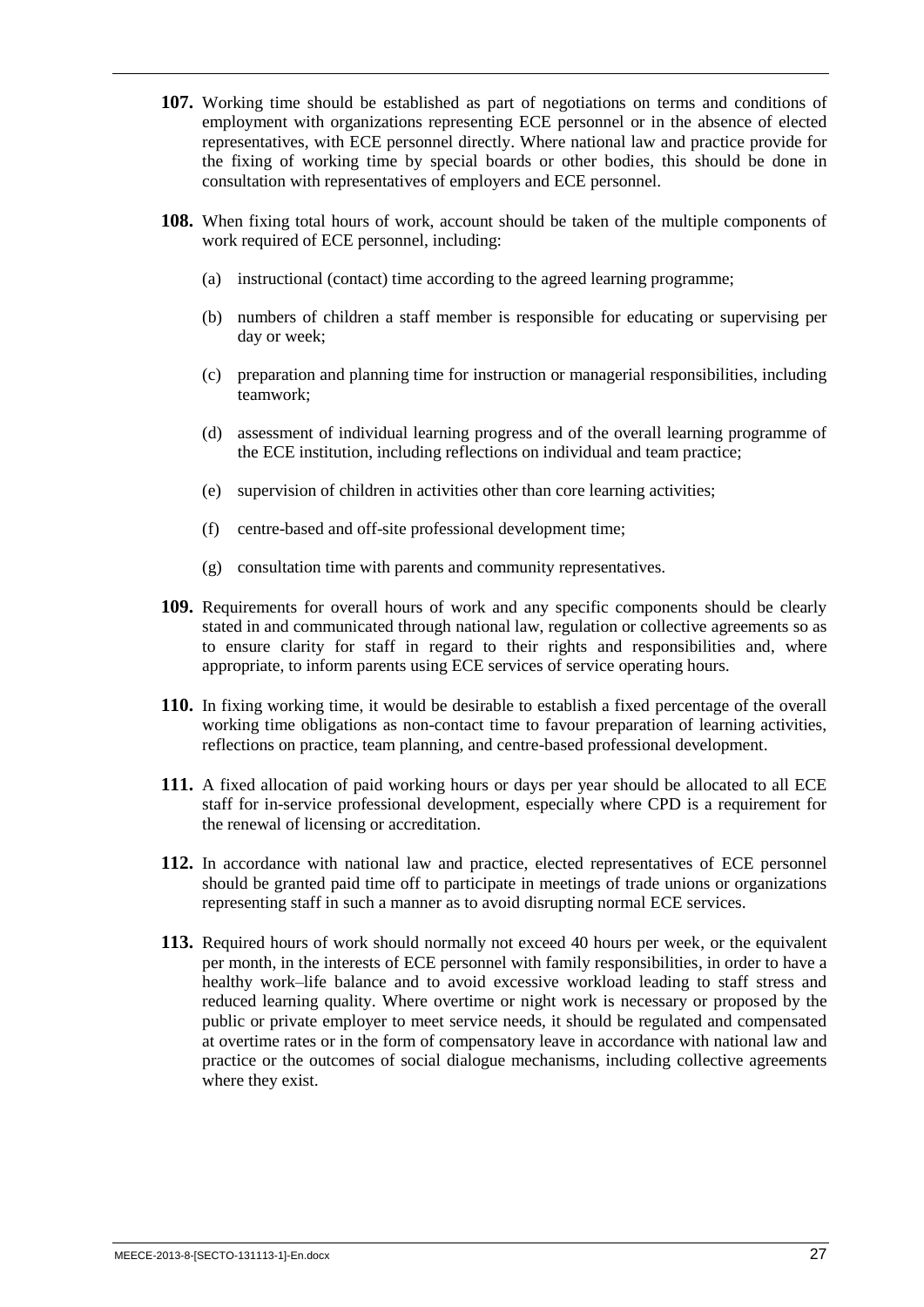**107.** Working time should be established as part of negotiations on terms and conditions of employment with organizations representing ECE personnel or in the absence of elected representatives, with ECE personnel directly. Where national law and practice provide for the fixing of working time by special boards or other bodies, this should be done in consultation with representatives of employers and ECE personnel.

**108.** When fixing total hours of work, account should be taken of the multiple components of work required of ECE personnel, including:

(a) instructional (contact) time according to the agreed learning programme;

(b) numbers of children a staff member is responsible for educating or supervising per day or week;

(c) preparation and planning time for instruction or managerial responsibilities, including teamwork;

(d) assessment of individual learning progress and of the overall learning programme of the ECE institution, including reflections on individual and team practice;

(e) supervision of children in activities other than core learning activities;

(f) centre-based and off-site professional development time;

(g) consultation time with parents and community representatives.

**109.** Requirements for overall hours of work and any specific components should be clearly stated in and communicated through national law, regulation or collective agreements so as to ensure clarity for staff in regard to their rights and responsibilities and, where appropriate, to inform parents using ECE services of service operating hours.

**110.** In fixing working time, it would be desirable to establish a fixed percentage of the overall working time obligations as non-contact time to favour preparation of learning activities, reflections on practice, team planning, and centre-based professional development.

**111.** A fixed allocation of paid working hours or days per year should be allocated to all ECE staff for in-service professional development, especially where CPD is a requirement for the renewal of licensing or accreditation.

**112.** In accordance with national law and practice, elected representatives of ECE personnel should be granted paid time off to participate in meetings of trade unions or organizations representing staff in such a manner as to avoid disrupting normal ECE services.

**113.** Required hours of work should normally not exceed 40 hours per week, or the equivalent per month, in the interests of ECE personnel with family responsibilities, in order to have a healthy work–life balance and to avoid excessive workload leading to staff stress and reduced learning quality. Where overtime or night work is necessary or proposed by the public or private employer to meet service needs, it should be regulated and compensated at overtime rates or in the form of compensatory leave in accordance with national law and practice or the outcomes of social dialogue mechanisms, including collective agreements where they exist.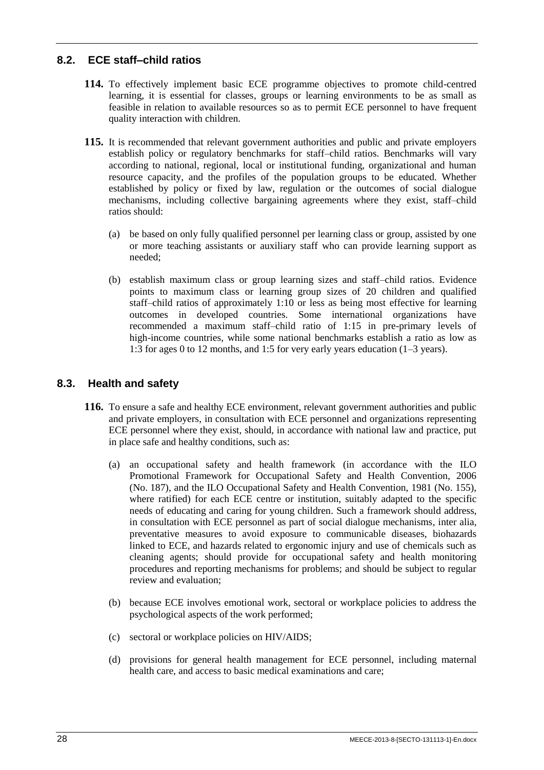## 8.2. ECE staff–child ratios

**114.** To effectively implement basic ECE programme objectives to promote child-centred learning, it is essential for classes, groups or learning environments to be as small as feasible in relation to available resources so as to permit ECE personnel to have frequent quality interaction with children.

**115.** It is recommended that relevant government authorities and public and private employers establish policy or regulatory benchmarks for staff–child ratios. Benchmarks will vary according to national, regional, local or institutional funding, organizational and human resource capacity, and the profiles of the population groups to be educated. Whether established by policy or fixed by law, regulation or the outcomes of social dialogue mechanisms, including collective bargaining agreements where they exist, staff–child ratios should:

(a) be based on only fully qualified personnel per learning class or group, assisted by one or more teaching assistants or auxiliary staff who can provide learning support as needed;

(b) establish maximum class or group learning sizes and staff–child ratios. Evidence points to maximum class or learning group sizes of 20 children and qualified staff–child ratios of approximately 1:10 or less as being most effective for learning outcomes in developed countries. Some international organizations have recommended a maximum staff–child ratio of 1:15 in pre-primary levels of high-income countries, while some national benchmarks establish a ratio as low as 1:3 for ages 0 to 12 months, and 1:5 for very early years education (1–3 years).

## 8.3. Health and safety

**116.** To ensure a safe and healthy ECE environment, relevant government authorities and public and private employers, in consultation with ECE personnel and organizations representing ECE personnel where they exist, should, in accordance with national law and practice, put in place safe and healthy conditions, such as:

(a) an occupational safety and health framework (in accordance with the ILO Promotional Framework for Occupational Safety and Health Convention, 2006 (No. 187), and the ILO Occupational Safety and Health Convention, 1981 (No. 155), where ratified) for each ECE centre or institution, suitably adapted to the specific needs of educating and caring for young children. Such a framework should address, in consultation with ECE personnel as part of social dialogue mechanisms, inter alia, preventative measures to avoid exposure to communicable diseases, biohazards linked to ECE, and hazards related to ergonomic injury and use of chemicals such as cleaning agents; should provide for occupational safety and health monitoring procedures and reporting mechanisms for problems; and should be subject to regular review and evaluation;

(b) because ECE involves emotional work, sectoral or workplace policies to address the psychological aspects of the work performed;

(c) sectoral or workplace policies on HIV/AIDS;

(d) provisions for general health management for ECE personnel, including maternal health care, and access to basic medical examinations and care;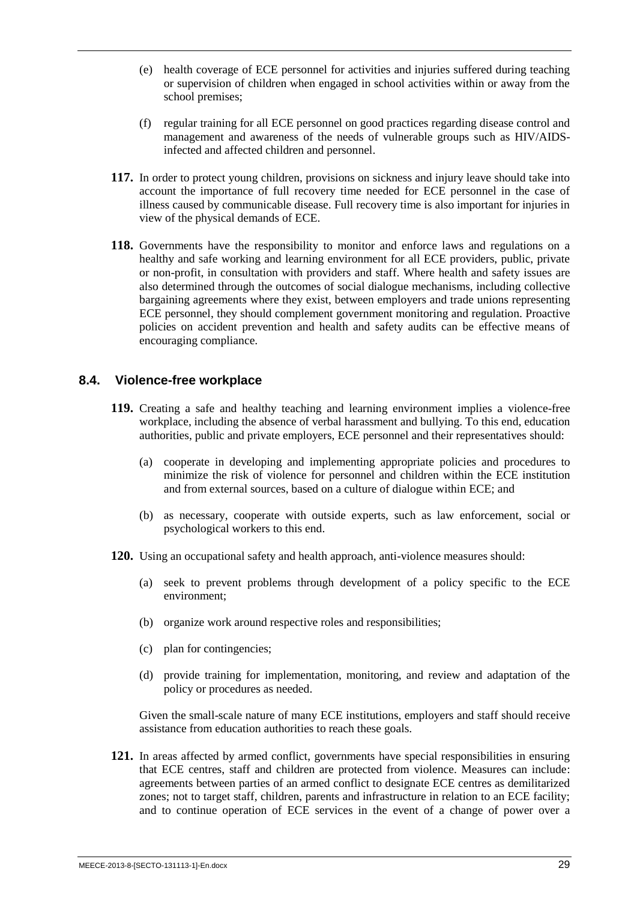(e) health coverage of ECE personnel for activities and injuries suffered during teaching or supervision of children when engaged in school activities within or away from the school premises;

(f) regular training for all ECE personnel on good practices regarding disease control and management and awareness of the needs of vulnerable groups such as HIV/AIDS-infected and affected children and personnel.

**117.** In order to protect young children, provisions on sickness and injury leave should take into account the importance of full recovery time needed for ECE personnel in the case of illness caused by communicable disease. Full recovery time is also important for injuries in view of the physical demands of ECE.

**118.** Governments have the responsibility to monitor and enforce laws and regulations on a healthy and safe working and learning environment for all ECE providers, public, private or non-profit, in consultation with providers and staff. Where health and safety issues are also determined through the outcomes of social dialogue mechanisms, including collective bargaining agreements where they exist, between employers and trade unions representing ECE personnel, they should complement government monitoring and regulation. Proactive policies on accident prevention and health and safety audits can be effective means of encouraging compliance.

### 8.4. Violence-free workplace

**119.** Creating a safe and healthy teaching and learning environment implies a violence-free workplace, including the absence of verbal harassment and bullying. To this end, education authorities, public and private employers, ECE personnel and their representatives should:

(a) cooperate in developing and implementing appropriate policies and procedures to minimize the risk of violence for personnel and children within the ECE institution and from external sources, based on a culture of dialogue within ECE; and

(b) as necessary, cooperate with outside experts, such as law enforcement, social or psychological workers to this end.

**120.** Using an occupational safety and health approach, anti-violence measures should:

(a) seek to prevent problems through development of a policy specific to the ECE environment;

(b) organize work around respective roles and responsibilities;

(c) plan for contingencies;

(d) provide training for implementation, monitoring, and review and adaptation of the policy or procedures as needed.

Given the small-scale nature of many ECE institutions, employers and staff should receive assistance from education authorities to reach these goals.

**121.** In areas affected by armed conflict, governments have special responsibilities in ensuring that ECE centres, staff and children are protected from violence. Measures can include: agreements between parties of an armed conflict to designate ECE centres as demilitarized zones; not to target staff, children, parents and infrastructure in relation to an ECE facility; and to continue operation of ECE services in the event of a change of power over a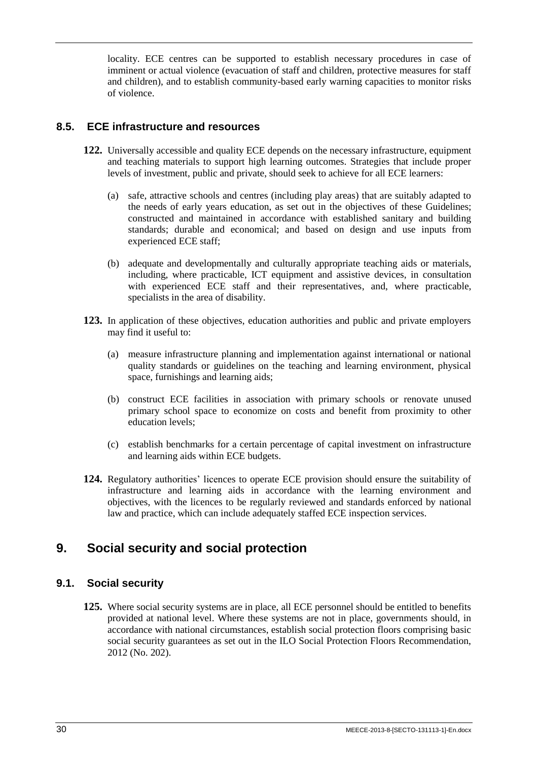locality. ECE centres can be supported to establish necessary procedures in case of imminent or actual violence (evacuation of staff and children, protective measures for staff and children), and to establish community-based early warning capacities to monitor risks of violence.

### 8.5. ECE infrastructure and resources

**122.** Universally accessible and quality ECE depends on the necessary infrastructure, equipment and teaching materials to support high learning outcomes. Strategies that include proper levels of investment, public and private, should seek to achieve for all ECE learners:

(a) safe, attractive schools and centres (including play areas) that are suitably adapted to the needs of early years education, as set out in the objectives of these Guidelines; constructed and maintained in accordance with established sanitary and building standards; durable and economical; and based on design and use inputs from experienced ECE staff;

(b) adequate and developmentally and culturally appropriate teaching aids or materials, including, where practicable, ICT equipment and assistive devices, in consultation with experienced ECE staff and their representatives, and, where practicable, specialists in the area of disability.

**123.** In application of these objectives, education authorities and public and private employers may find it useful to:

(a) measure infrastructure planning and implementation against international or national quality standards or guidelines on the teaching and learning environment, physical space, furnishings and learning aids;

(b) construct ECE facilities in association with primary schools or renovate unused primary school space to economize on costs and benefit from proximity to other education levels;

(c) establish benchmarks for a certain percentage of capital investment on infrastructure and learning aids within ECE budgets.

**124.** Regulatory authorities' licences to operate ECE provision should ensure the suitability of infrastructure and learning aids in accordance with the learning environment and objectives, with the licences to be regularly reviewed and standards enforced by national law and practice, which can include adequately staffed ECE inspection services.

## 9. Social security and social protection

### 9.1. Social security

**125.** Where social security systems are in place, all ECE personnel should be entitled to benefits provided at national level. Where these systems are not in place, governments should, in accordance with national circumstances, establish social protection floors comprising basic social security guarantees as set out in the ILO Social Protection Floors Recommendation, 2012 (No. 202).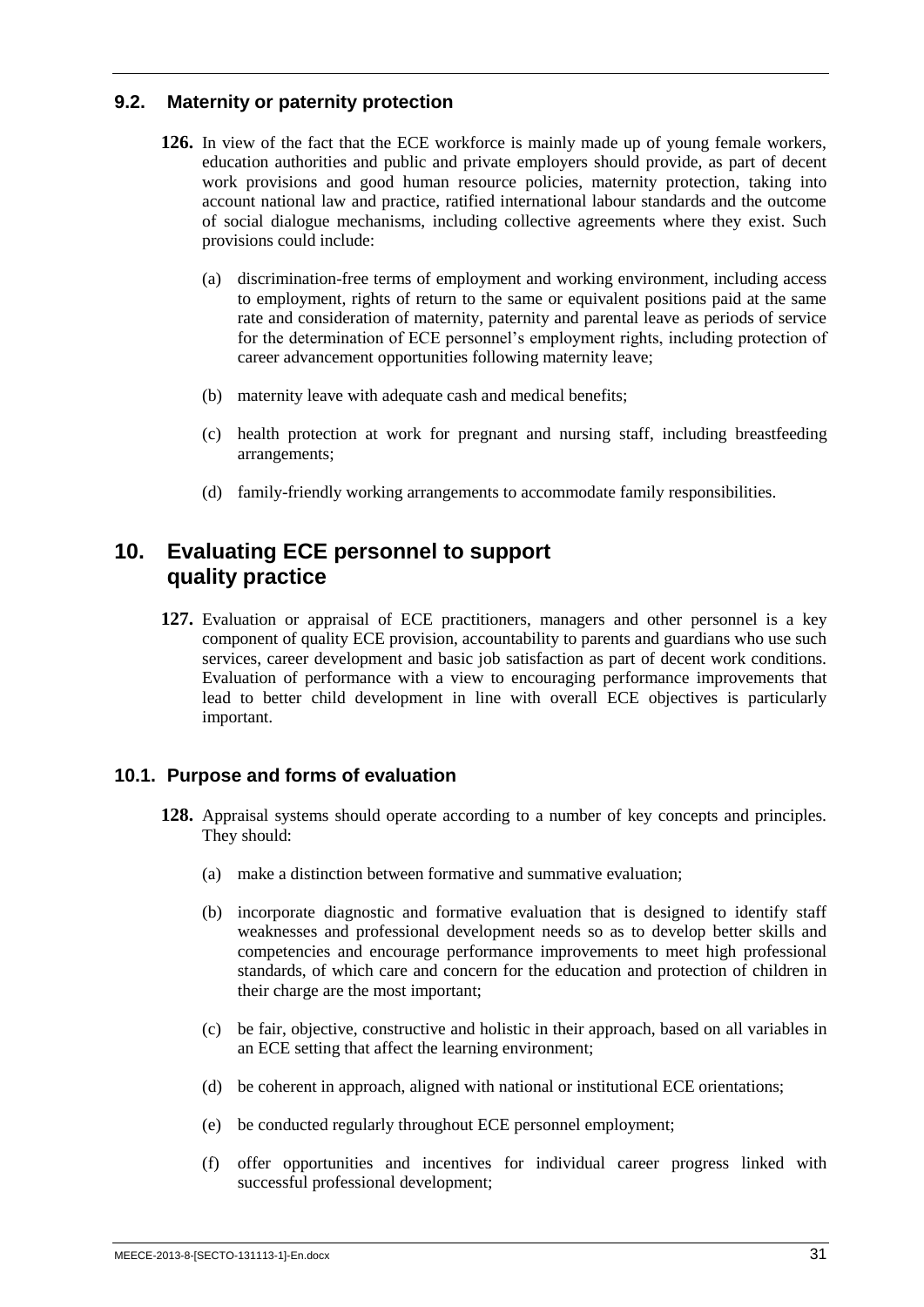### 9.2. Maternity or paternity protection

**126.** In view of the fact that the ECE workforce is mainly made up of young female workers, education authorities and public and private employers should provide, as part of decent work provisions and good human resource policies, maternity protection, taking into account national law and practice, ratified international labour standards and the outcome of social dialogue mechanisms, including collective agreements where they exist. Such provisions could include:

(a) discrimination-free terms of employment and working environment, including access to employment, rights of return to the same or equivalent positions paid at the same rate and consideration of maternity, paternity and parental leave as periods of service for the determination of ECE personnel's employment rights, including protection of career advancement opportunities following maternity leave;

(b) maternity leave with adequate cash and medical benefits;

(c) health protection at work for pregnant and nursing staff, including breastfeeding arrangements;

(d) family-friendly working arrangements to accommodate family responsibilities.

## 10. Evaluating ECE personnel to support quality practice

**127.** Evaluation or appraisal of ECE practitioners, managers and other personnel is a key component of quality ECE provision, accountability to parents and guardians who use such services, career development and basic job satisfaction as part of decent work conditions. Evaluation of performance with a view to encouraging performance improvements that lead to better child development in line with overall ECE objectives is particularly important.

### 10.1. Purpose and forms of evaluation

**128.** Appraisal systems should operate according to a number of key concepts and principles. They should:

(a) make a distinction between formative and summative evaluation;

(b) incorporate diagnostic and formative evaluation that is designed to identify staff weaknesses and professional development needs so as to develop better skills and competencies and encourage performance improvements to meet high professional standards, of which care and concern for the education and protection of children in their charge are the most important;

(c) be fair, objective, constructive and holistic in their approach, based on all variables in an ECE setting that affect the learning environment;

(d) be coherent in approach, aligned with national or institutional ECE orientations;

(e) be conducted regularly throughout ECE personnel employment;

(f) offer opportunities and incentives for individual career progress linked with successful professional development;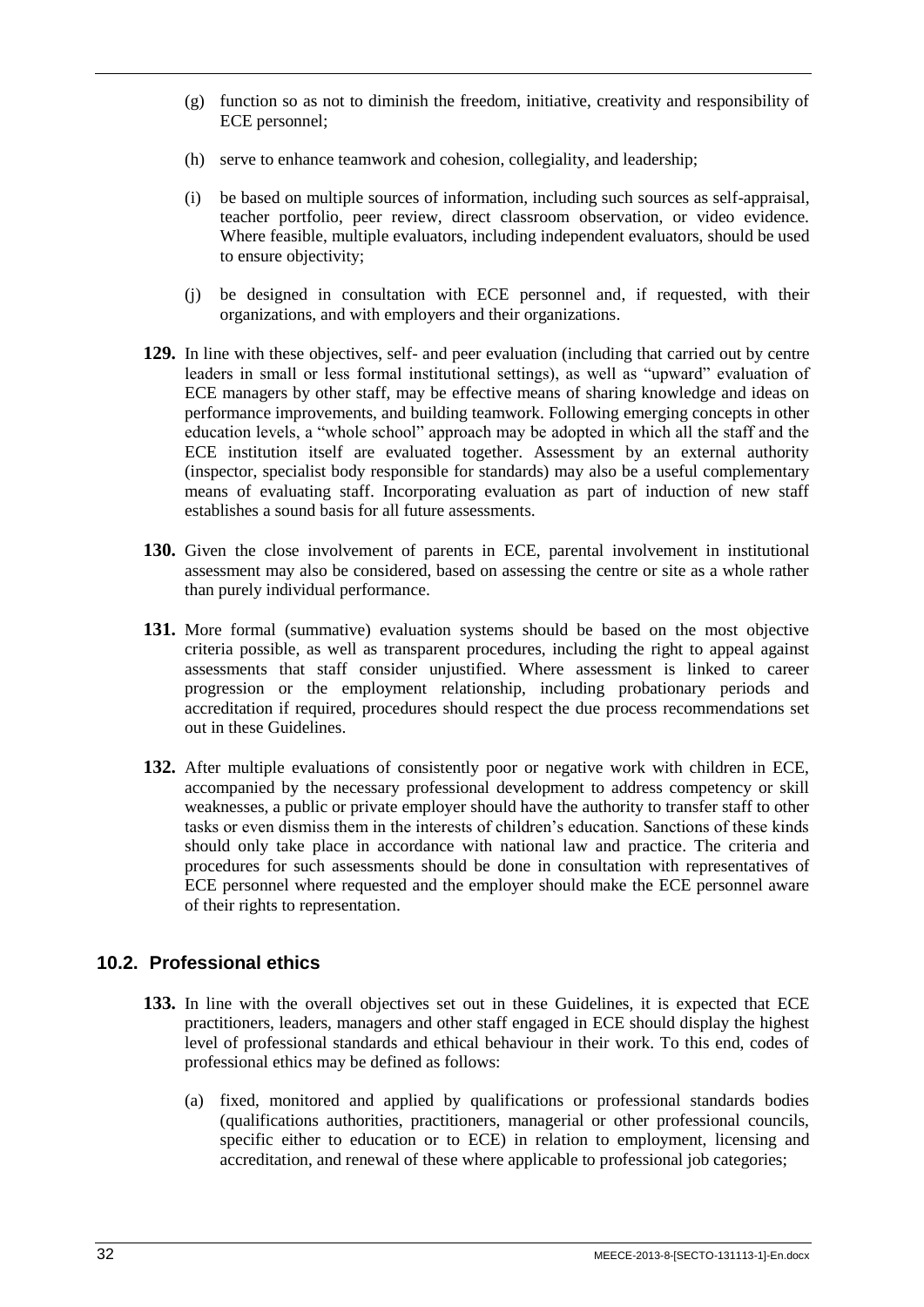(g) function so as not to diminish the freedom, initiative, creativity and responsibility of ECE personnel;

(h) serve to enhance teamwork and cohesion, collegiality, and leadership;

(i) be based on multiple sources of information, including such sources as self-appraisal, teacher portfolio, peer review, direct classroom observation, or video evidence. Where feasible, multiple evaluators, including independent evaluators, should be used to ensure objectivity;

(j) be designed in consultation with ECE personnel and, if requested, with their organizations, and with employers and their organizations.

**129.** In line with these objectives, self- and peer evaluation (including that carried out by centre leaders in small or less formal institutional settings), as well as "upward" evaluation of ECE managers by other staff, may be effective means of sharing knowledge and ideas on performance improvements, and building teamwork. Following emerging concepts in other education levels, a "whole school" approach may be adopted in which all the staff and the ECE institution itself are evaluated together. Assessment by an external authority (inspector, specialist body responsible for standards) may also be a useful complementary means of evaluating staff. Incorporating evaluation as part of induction of new staff establishes a sound basis for all future assessments.

**130.** Given the close involvement of parents in ECE, parental involvement in institutional assessment may also be considered, based on assessing the centre or site as a whole rather than purely individual performance.

**131.** More formal (summative) evaluation systems should be based on the most objective criteria possible, as well as transparent procedures, including the right to appeal against assessments that staff consider unjustified. Where assessment is linked to career progression or the employment relationship, including probationary periods and accreditation if required, procedures should respect the due process recommendations set out in these Guidelines.

**132.** After multiple evaluations of consistently poor or negative work with children in ECE, accompanied by the necessary professional development to address competency or skill weaknesses, a public or private employer should have the authority to transfer staff to other tasks or even dismiss them in the interests of children's education. Sanctions of these kinds should only take place in accordance with national law and practice. The criteria and procedures for such assessments should be done in consultation with representatives of ECE personnel where requested and the employer should make the ECE personnel aware of their rights to representation.

## 10.2. Professional ethics

**133.** In line with the overall objectives set out in these Guidelines, it is expected that ECE practitioners, leaders, managers and other staff engaged in ECE should display the highest level of professional standards and ethical behaviour in their work. To this end, codes of professional ethics may be defined as follows:

(a) fixed, monitored and applied by qualifications or professional standards bodies (qualifications authorities, practitioners, managerial or other professional councils, specific either to education or to ECE) in relation to employment, licensing and accreditation, and renewal of these where applicable to professional job categories;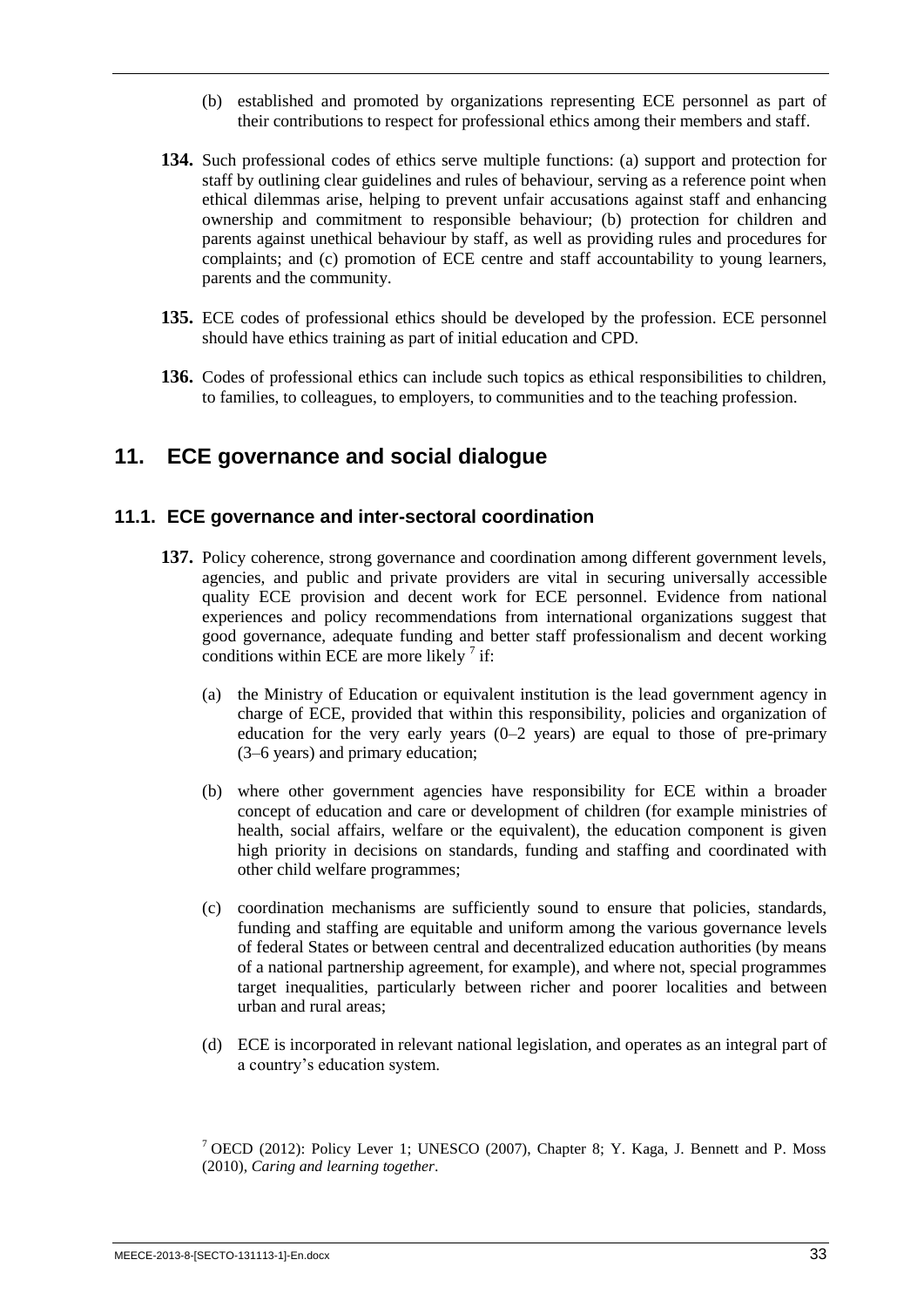(b) established and promoted by organizations representing ECE personnel as part of their contributions to respect for professional ethics among their members and staff.

**134.** Such professional codes of ethics serve multiple functions: (a) support and protection for staff by outlining clear guidelines and rules of behaviour, serving as a reference point when ethical dilemmas arise, helping to prevent unfair accusations against staff and enhancing ownership and commitment to responsible behaviour; (b) protection for children and parents against unethical behaviour by staff, as well as providing rules and procedures for complaints; and (c) promotion of ECE centre and staff accountability to young learners, parents and the community.

**135.** ECE codes of professional ethics should be developed by the profession. ECE personnel should have ethics training as part of initial education and CPD.

**136.** Codes of professional ethics can include such topics as ethical responsibilities to children, to families, to colleagues, to employers, to communities and to the teaching profession.

## 11. ECE governance and social dialogue

### 11.1. ECE governance and inter-sectoral coordination

**137.** Policy coherence, strong governance and coordination among different government levels, agencies, and public and private providers are vital in securing universally accessible quality ECE provision and decent work for ECE personnel. Evidence from national experiences and policy recommendations from international organizations suggest that good governance, adequate funding and better staff professionalism and decent working conditions within ECE are more likely [7] if:

(a) the Ministry of Education or equivalent institution is the lead government agency in charge of ECE, provided that within this responsibility, policies and organization of education for the very early years (0–2 years) are equal to those of pre-primary (3–6 years) and primary education;

(b) where other government agencies have responsibility for ECE within a broader concept of education and care or development of children (for example ministries of health, social affairs, welfare or the equivalent), the education component is given high priority in decisions on standards, funding and staffing and coordinated with other child welfare programmes;

(c) coordination mechanisms are sufficiently sound to ensure that policies, standards, funding and staffing are equitable and uniform among the various governance levels of federal States or between central and decentralized education authorities (by means of a national partnership agreement, for example), and where not, special programmes target inequalities, particularly between richer and poorer localities and between urban and rural areas;

(d) ECE is incorporated in relevant national legislation, and operates as an integral part of a country's education system.

[7] OECD (2012): Policy Lever 1; UNESCO (2007), Chapter 8; Y. Kaga, J. Bennett and P. Moss (2010), *Caring and learning together*.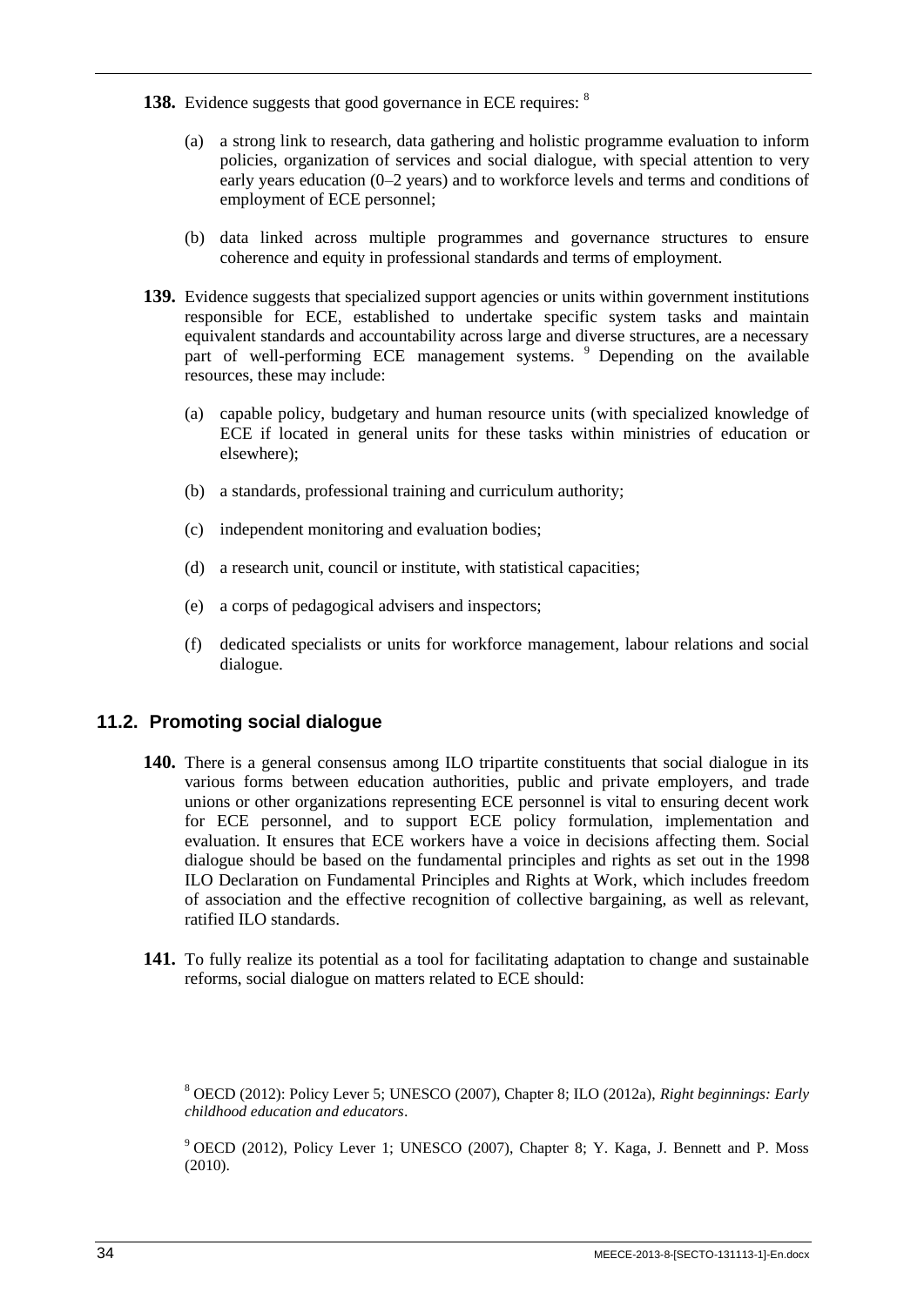**138.** Evidence suggests that good governance in ECE requires: [8]

(a) a strong link to research, data gathering and holistic programme evaluation to inform policies, organization of services and social dialogue, with special attention to very early years education (0–2 years) and to workforce levels and terms and conditions of employment of ECE personnel;

(b) data linked across multiple programmes and governance structures to ensure coherence and equity in professional standards and terms of employment.

**139.** Evidence suggests that specialized support agencies or units within government institutions responsible for ECE, established to undertake specific system tasks and maintain equivalent standards and accountability across large and diverse structures, are a necessary part of well-performing ECE management systems. [9] Depending on the available resources, these may include:

(a) capable policy, budgetary and human resource units (with specialized knowledge of ECE if located in general units for these tasks within ministries of education or elsewhere);

(b) a standards, professional training and curriculum authority;

(c) independent monitoring and evaluation bodies;

(d) a research unit, council or institute, with statistical capacities;

(e) a corps of pedagogical advisers and inspectors;

(f) dedicated specialists or units for workforce management, labour relations and social dialogue.

## 11.2. Promoting social dialogue

**140.** There is a general consensus among ILO tripartite constituents that social dialogue in its various forms between education authorities, public and private employers, and trade unions or other organizations representing ECE personnel is vital to ensuring decent work for ECE personnel, and to support ECE policy formulation, implementation and evaluation. It ensures that ECE workers have a voice in decisions affecting them. Social dialogue should be based on the fundamental principles and rights as set out in the 1998 ILO Declaration on Fundamental Principles and Rights at Work, which includes freedom of association and the effective recognition of collective bargaining, as well as relevant, ratified ILO standards.

**141.** To fully realize its potential as a tool for facilitating adaptation to change and sustainable reforms, social dialogue on matters related to ECE should:

---

[8] OECD (2012): Policy Lever 5; UNESCO (2007), Chapter 8; ILO (2012a), *Right beginnings: Early childhood education and educators*.

[9] OECD (2012), Policy Lever 1; UNESCO (2007), Chapter 8; Y. Kaga, J. Bennett and P. Moss (2010).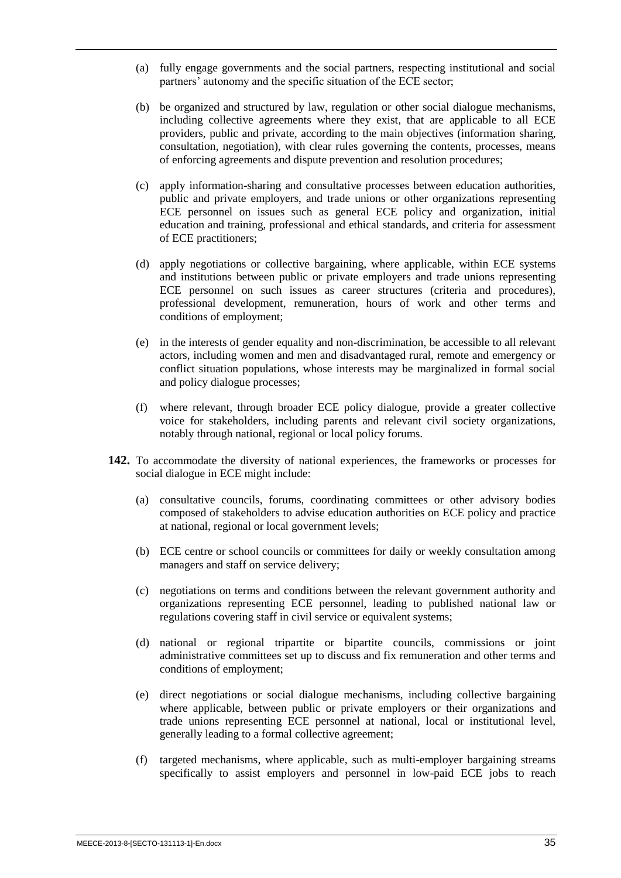(a) fully engage governments and the social partners, respecting institutional and social partners' autonomy and the specific situation of the ECE sector;

(b) be organized and structured by law, regulation or other social dialogue mechanisms, including collective agreements where they exist, that are applicable to all ECE providers, public and private, according to the main objectives (information sharing, consultation, negotiation), with clear rules governing the contents, processes, means of enforcing agreements and dispute prevention and resolution procedures;

(c) apply information-sharing and consultative processes between education authorities, public and private employers, and trade unions or other organizations representing ECE personnel on issues such as general ECE policy and organization, initial education and training, professional and ethical standards, and criteria for assessment of ECE practitioners;

(d) apply negotiations or collective bargaining, where applicable, within ECE systems and institutions between public or private employers and trade unions representing ECE personnel on such issues as career structures (criteria and procedures), professional development, remuneration, hours of work and other terms and conditions of employment;

(e) in the interests of gender equality and non-discrimination, be accessible to all relevant actors, including women and men and disadvantaged rural, remote and emergency or conflict situation populations, whose interests may be marginalized in formal social and policy dialogue processes;

(f) where relevant, through broader ECE policy dialogue, provide a greater collective voice for stakeholders, including parents and relevant civil society organizations, notably through national, regional or local policy forums.

**142.** To accommodate the diversity of national experiences, the frameworks or processes for social dialogue in ECE might include:

(a) consultative councils, forums, coordinating committees or other advisory bodies composed of stakeholders to advise education authorities on ECE policy and practice at national, regional or local government levels;

(b) ECE centre or school councils or committees for daily or weekly consultation among managers and staff on service delivery;

(c) negotiations on terms and conditions between the relevant government authority and organizations representing ECE personnel, leading to published national law or regulations covering staff in civil service or equivalent systems;

(d) national or regional tripartite or bipartite councils, commissions or joint administrative committees set up to discuss and fix remuneration and other terms and conditions of employment;

(e) direct negotiations or social dialogue mechanisms, including collective bargaining where applicable, between public or private employers or their organizations and trade unions representing ECE personnel at national, local or institutional level, generally leading to a formal collective agreement;

(f) targeted mechanisms, where applicable, such as multi-employer bargaining streams specifically to assist employers and personnel in low-paid ECE jobs to reach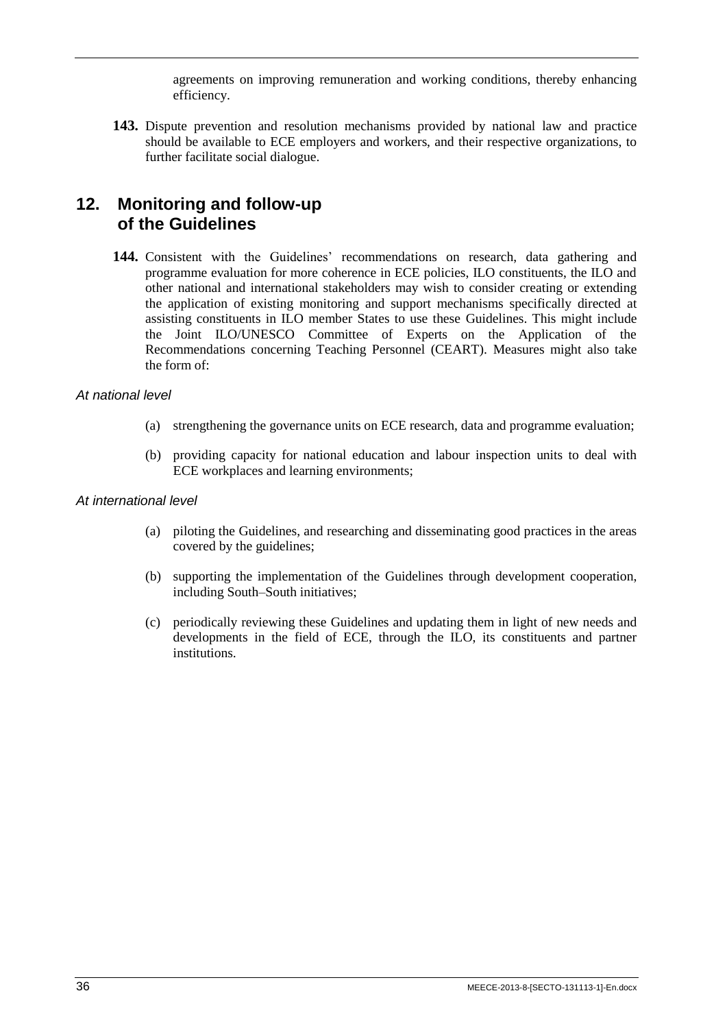agreements on improving remuneration and working conditions, thereby enhancing efficiency.

**143.** Dispute prevention and resolution mechanisms provided by national law and practice should be available to ECE employers and workers, and their respective organizations, to further facilitate social dialogue.

## 12. Monitoring and follow-up of the Guidelines

**144.** Consistent with the Guidelines' recommendations on research, data gathering and programme evaluation for more coherence in ECE policies, ILO constituents, the ILO and other national and international stakeholders may wish to consider creating or extending the application of existing monitoring and support mechanisms specifically directed at assisting constituents in ILO member States to use these Guidelines. This might include the Joint ILO/UNESCO Committee of Experts on the Application of the Recommendations concerning Teaching Personnel (CEART). Measures might also take the form of:

*At national level*

(a) strengthening the governance units on ECE research, data and programme evaluation;

(b) providing capacity for national education and labour inspection units to deal with ECE workplaces and learning environments;

*At international level*

(a) piloting the Guidelines, and researching and disseminating good practices in the areas covered by the guidelines;

(b) supporting the implementation of the Guidelines through development cooperation, including South–South initiatives;

(c) periodically reviewing these Guidelines and updating them in light of new needs and developments in the field of ECE, through the ILO, its constituents and partner institutions.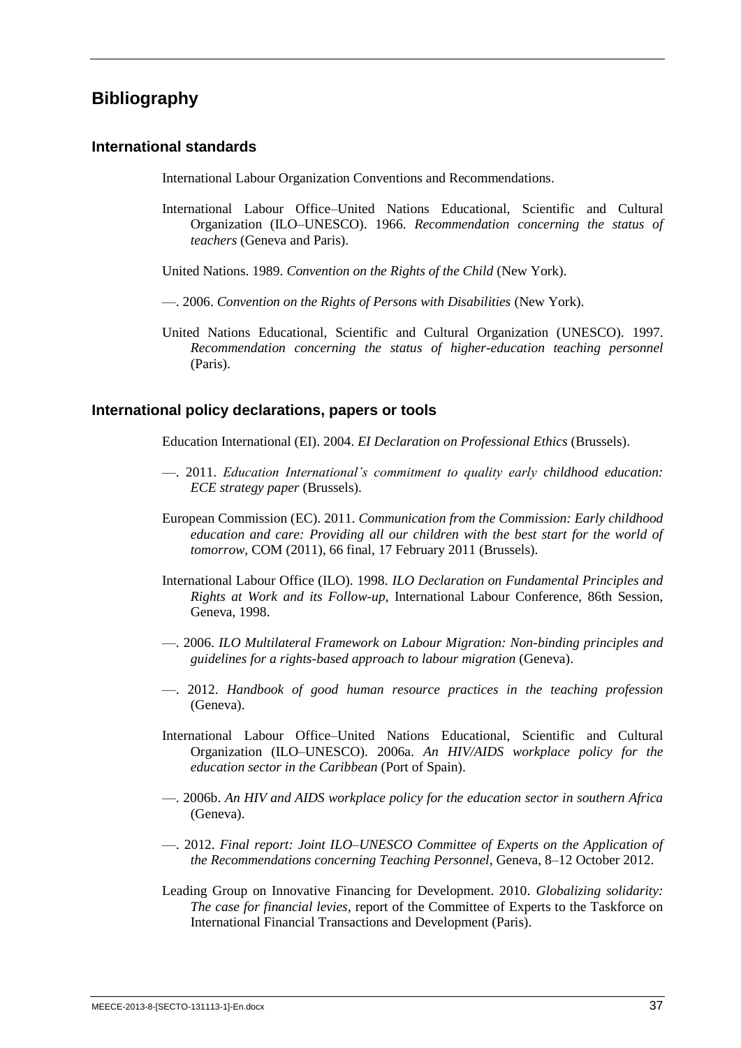# Bibliography

## International standards

International Labour Organization Conventions and Recommendations.

International Labour Office–United Nations Educational, Scientific and Cultural Organization (ILO–UNESCO). 1966. *Recommendation concerning the status of teachers* (Geneva and Paris).

United Nations. 1989. *Convention on the Rights of the Child* (New York).

—. 2006. *Convention on the Rights of Persons with Disabilities* (New York).

United Nations Educational, Scientific and Cultural Organization (UNESCO). 1997. *Recommendation concerning the status of higher-education teaching personnel* (Paris).

## International policy declarations, papers or tools

Education International (EI). 2004. *EI Declaration on Professional Ethics* (Brussels).

—. 2011. *Education International's commitment to quality early childhood education: ECE strategy paper* (Brussels).

European Commission (EC). 2011. *Communication from the Commission: Early childhood education and care: Providing all our children with the best start for the world of tomorrow*, COM (2011), 66 final, 17 February 2011 (Brussels).

International Labour Office (ILO). 1998. *ILO Declaration on Fundamental Principles and Rights at Work and its Follow-up*, International Labour Conference, 86th Session, Geneva, 1998.

—. 2006. *ILO Multilateral Framework on Labour Migration: Non-binding principles and guidelines for a rights-based approach to labour migration* (Geneva).

—. 2012. *Handbook of good human resource practices in the teaching profession* (Geneva).

International Labour Office–United Nations Educational, Scientific and Cultural Organization (ILO–UNESCO). 2006a. *An HIV/AIDS workplace policy for the education sector in the Caribbean* (Port of Spain).

—. 2006b. *An HIV and AIDS workplace policy for the education sector in southern Africa* (Geneva).

—. 2012. *Final report: Joint ILO–UNESCO Committee of Experts on the Application of the Recommendations concerning Teaching Personnel*, Geneva, 8–12 October 2012.

Leading Group on Innovative Financing for Development. 2010. *Globalizing solidarity: The case for financial levies*, report of the Committee of Experts to the Taskforce on International Financial Transactions and Development (Paris).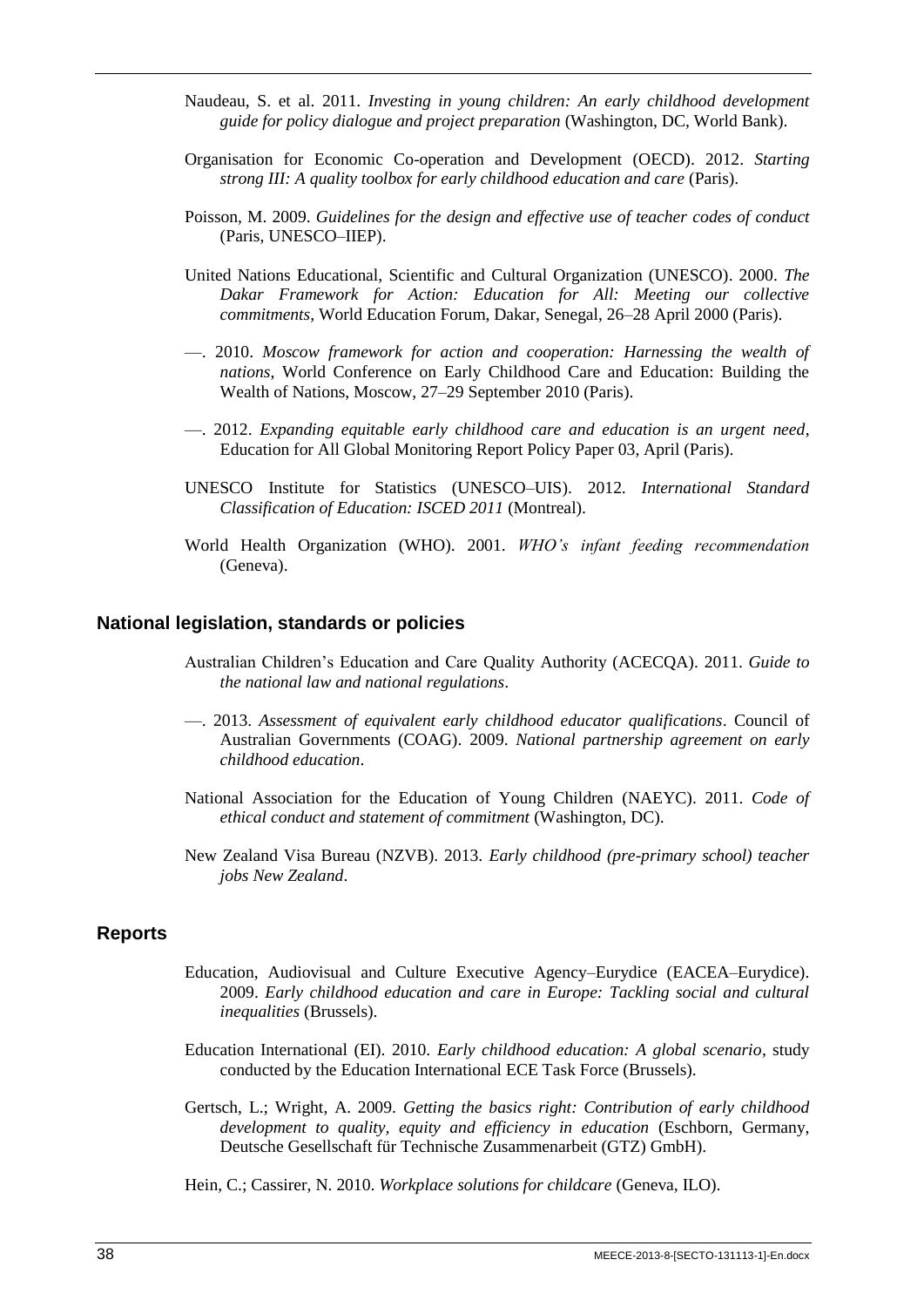Naudeau, S. et al. 2011. *Investing in young children: An early childhood development guide for policy dialogue and project preparation* (Washington, DC, World Bank).

Organisation for Economic Co-operation and Development (OECD). 2012. *Starting strong III: A quality toolbox for early childhood education and care* (Paris).

Poisson, M. 2009. *Guidelines for the design and effective use of teacher codes of conduct* (Paris, UNESCO–IIEP).

United Nations Educational, Scientific and Cultural Organization (UNESCO). 2000. *The Dakar Framework for Action: Education for All: Meeting our collective commitments*, World Education Forum, Dakar, Senegal, 26–28 April 2000 (Paris).

—. 2010. *Moscow framework for action and cooperation: Harnessing the wealth of nations*, World Conference on Early Childhood Care and Education: Building the Wealth of Nations, Moscow, 27–29 September 2010 (Paris).

—. 2012. *Expanding equitable early childhood care and education is an urgent need*, Education for All Global Monitoring Report Policy Paper 03, April (Paris).

UNESCO Institute for Statistics (UNESCO–UIS). 2012. *International Standard Classification of Education: ISCED 2011* (Montreal).

World Health Organization (WHO). 2001. *WHO's infant feeding recommendation* (Geneva).

### National legislation, standards or policies

Australian Children's Education and Care Quality Authority (ACECQA). 2011. *Guide to the national law and national regulations*.

—. 2013. *Assessment of equivalent early childhood educator qualifications*. Council of Australian Governments (COAG). 2009. *National partnership agreement on early childhood education*.

National Association for the Education of Young Children (NAEYC). 2011. *Code of ethical conduct and statement of commitment* (Washington, DC).

New Zealand Visa Bureau (NZVB). 2013. *Early childhood (pre-primary school) teacher jobs New Zealand*.

### Reports

Education, Audiovisual and Culture Executive Agency–Eurydice (EACEA–Eurydice). 2009. *Early childhood education and care in Europe: Tackling social and cultural inequalities* (Brussels).

Education International (EI). 2010. *Early childhood education: A global scenario*, study conducted by the Education International ECE Task Force (Brussels).

Gertsch, L.; Wright, A. 2009. *Getting the basics right: Contribution of early childhood development to quality, equity and efficiency in education* (Eschborn, Germany, Deutsche Gesellschaft für Technische Zusammenarbeit (GTZ) GmbH).

Hein, C.; Cassirer, N. 2010. *Workplace solutions for childcare* (Geneva, ILO).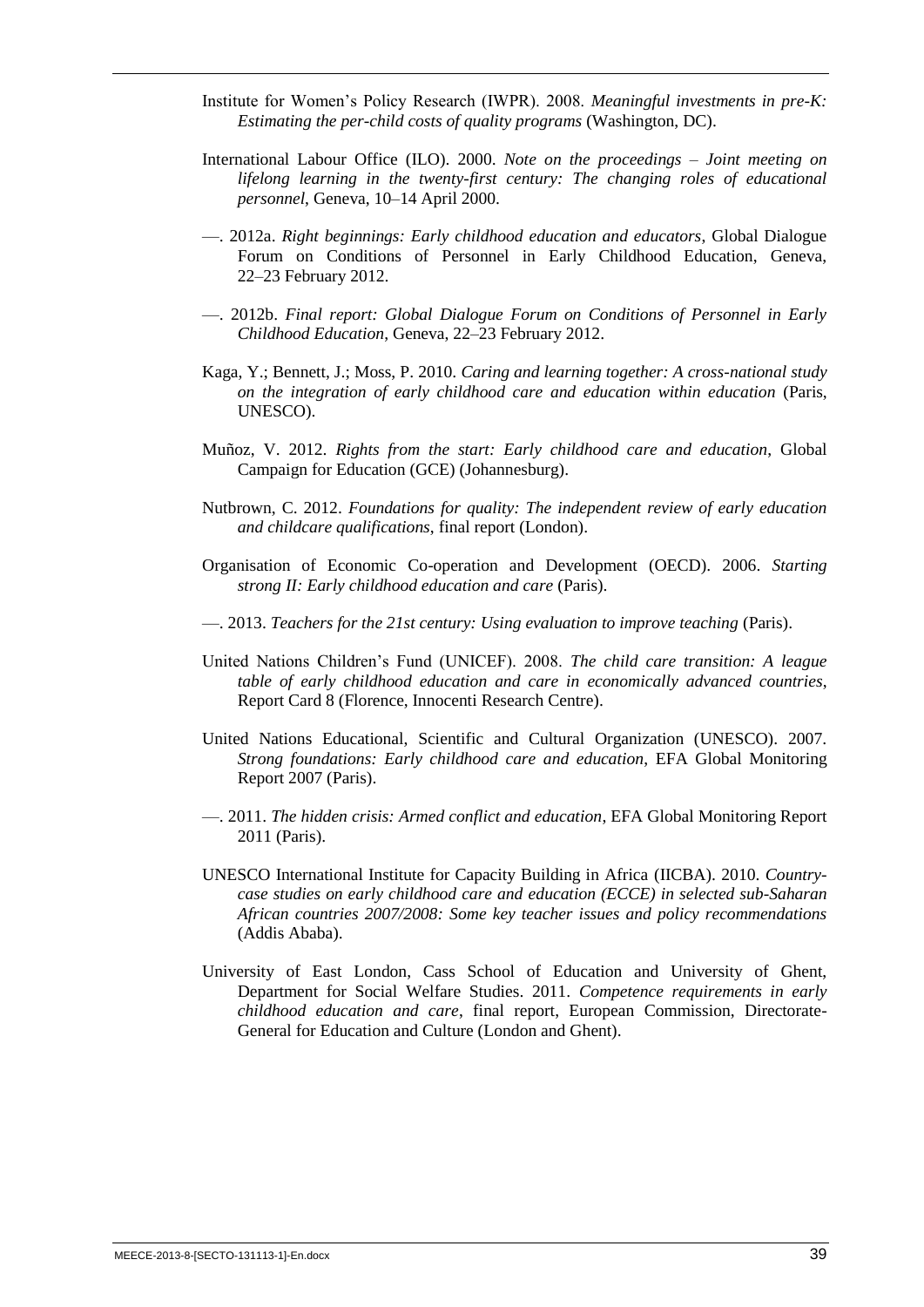Institute for Women's Policy Research (IWPR). 2008. *Meaningful investments in pre-K: Estimating the per-child costs of quality programs* (Washington, DC).

International Labour Office (ILO). 2000. *Note on the proceedings – Joint meeting on lifelong learning in the twenty-first century: The changing roles of educational personnel*, Geneva, 10–14 April 2000.

—. 2012a. *Right beginnings: Early childhood education and educators*, Global Dialogue Forum on Conditions of Personnel in Early Childhood Education, Geneva, 22–23 February 2012.

—. 2012b. *Final report: Global Dialogue Forum on Conditions of Personnel in Early Childhood Education*, Geneva, 22–23 February 2012.

Kaga, Y.; Bennett, J.; Moss, P. 2010. *Caring and learning together: A cross-national study on the integration of early childhood care and education within education* (Paris, UNESCO).

Muñoz, V. 2012. *Rights from the start: Early childhood care and education*, Global Campaign for Education (GCE) (Johannesburg).

Nutbrown, C. 2012. *Foundations for quality: The independent review of early education and childcare qualifications*, final report (London).

Organisation of Economic Co-operation and Development (OECD). 2006. *Starting strong II: Early childhood education and care* (Paris).

—. 2013. *Teachers for the 21st century: Using evaluation to improve teaching* (Paris).

United Nations Children's Fund (UNICEF). 2008. *The child care transition: A league table of early childhood education and care in economically advanced countries*, Report Card 8 (Florence, Innocenti Research Centre).

United Nations Educational, Scientific and Cultural Organization (UNESCO). 2007. *Strong foundations: Early childhood care and education*, EFA Global Monitoring Report 2007 (Paris).

—. 2011. *The hidden crisis: Armed conflict and education*, EFA Global Monitoring Report 2011 (Paris).

UNESCO International Institute for Capacity Building in Africa (IICBA). 2010. *Country-case studies on early childhood care and education (ECCE) in selected sub-Saharan African countries 2007/2008: Some key teacher issues and policy recommendations* (Addis Ababa).

University of East London, Cass School of Education and University of Ghent, Department for Social Welfare Studies. 2011. *Competence requirements in early childhood education and care*, final report, European Commission, Directorate-General for Education and Culture (London and Ghent).